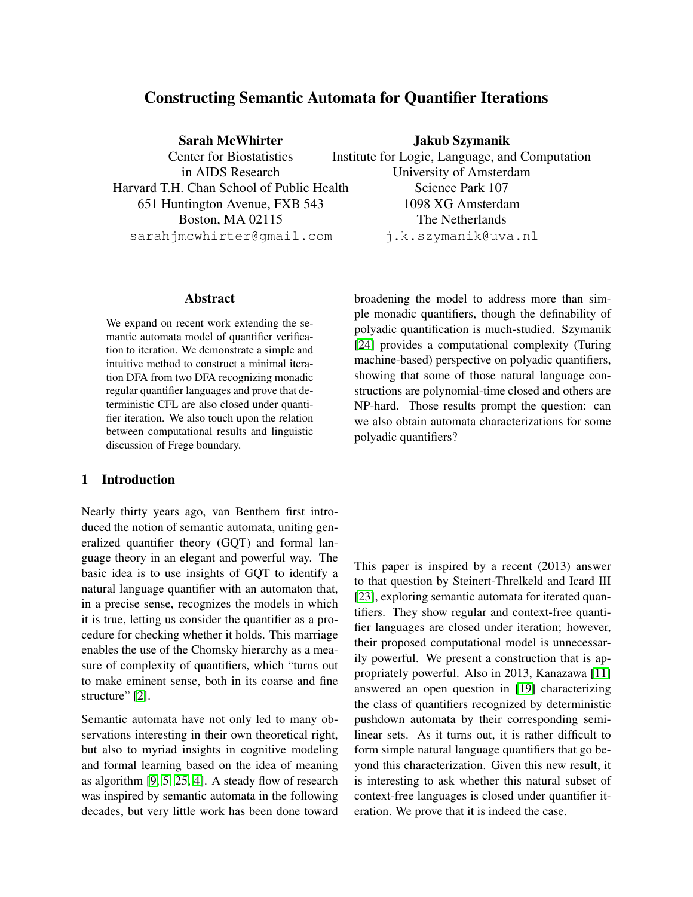# Constructing Semantic Automata for Quantifier Iterations

**Sarah McWhirter**
Center for Biostatistics
in AIDS Research
Harvard T.H. Chan School of Public Health
651 Huntington Avenue, FXB 543
Boston, MA 02115
sarahjmcwhirter@gmail.com

**Jakub Szymanik**
Institute for Logic, Language, and Computation
University of Amsterdam
Science Park 107
1098 XG Amsterdam
The Netherlands
j.k.szymanik@uva.nl

## Abstract

We expand on recent work extending the semantic automata model of quantifier verification to iteration. We demonstrate a simple and intuitive method to construct a minimal iteration DFA from two DFA recognizing monadic regular quantifier languages and prove that deterministic CFL are also closed under quantifier iteration. We also touch upon the relation between computational results and linguistic discussion of Frege boundary.

## 1 Introduction

Nearly thirty years ago, van Benthem first introduced the notion of semantic automata, uniting generalized quantifier theory (GQT) and formal language theory in an elegant and powerful way. The basic idea is to use insights of GQT to identify a natural language quantifier with an automaton that, in a precise sense, recognizes the models in which it is true, letting us consider the quantifier as a procedure for checking whether it holds. This marriage enables the use of the Chomsky hierarchy as a measure of complexity of quantifiers, which "turns out to make eminent sense, both in its coarse and fine structure" [2].

Semantic automata have not only led to many observations interesting in their own theoretical right, but also to myriad insights in cognitive modeling and formal learning based on the idea of meaning as algorithm [9, 5, 25, 4]. A steady flow of research was inspired by semantic automata in the following decades, but very little work has been done toward broadening the model to address more than simple monadic quantifiers, though the definability of polyadic quantification is much-studied. Szymanik [24] provides a computational complexity (Turing machine-based) perspective on polyadic quantifiers, showing that some of those natural language constructions are polynomial-time closed and others are NP-hard. Those results prompt the question: can we also obtain automata characterizations for some polyadic quantifiers?

This paper is inspired by a recent (2013) answer to that question by Steinert-Threlkeld and Icard III [23], exploring semantic automata for iterated quantifiers. They show regular and context-free quantifier languages are closed under iteration; however, their proposed computational model is unnecessarily powerful. We present a construction that is appropriately powerful. Also in 2013, Kanazawa [11] answered an open question in [19] characterizing the class of quantifiers recognized by deterministic pushdown automata by their corresponding semilinear sets. As it turns out, it is rather difficult to form simple natural language quantifiers that go beyond this characterization. Given this new result, it is interesting to ask whether this natural subset of context-free languages is closed under quantifier iteration. We prove that it is indeed the case.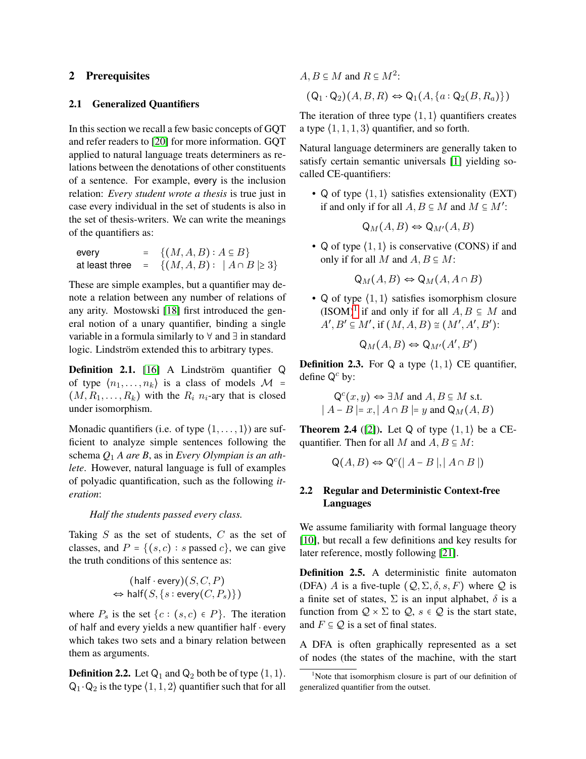## 2 Prerequisites

### 2.1 Generalized Quantifiers

In this section we recall a few basic concepts of GQT and refer readers to [20] for more information. GQT applied to natural language treats determiners as relations between the denotations of other constituents of a sentence. For example, every is the inclusion relation: *Every student wrote a thesis* is true just in case every individual in the set of students is also in the set of thesis-writers. We can write the meanings of the quantifiers as:

$$\begin{array}{lll} \textsf{every} & = & \{(M,A,B) : A \subseteq B\} \\ \textsf{at least three} & = & \{(M,A,B) : \mid A \cap B \mid \geq 3\} \end{array}$$

These are simple examples, but a quantifier may denote a relation between any number of relations of any arity. Mostowski [18] first introduced the general notion of a unary quantifier, binding a single variable in a formula similarly to $\forall$ and $\exists$ in standard logic. Lindström extended this to arbitrary types.

**Definition 2.1.** [16] A Lindström quantifier $\mathsf{Q}$ of type $\langle n_1, \ldots, n_k \rangle$ is a class of models $\mathcal{M} = (M, R_1, \ldots, R_k)$ with the $R_i$ $n_i$-ary that is closed under isomorphism.

Monadic quantifiers (i.e. of type $\langle 1, \ldots, 1 \rangle$) are sufficient to analyze simple sentences following the schema *$Q_1$ A are B*, as in *Every Olympian is an athlete*. However, natural language is full of examples of polyadic quantification, such as the following *iteration*:

> *Half the students passed every class.*

Taking $S$ as the set of students, $C$ as the set of classes, and $P = \{(s,c) : s \text{ passed } c\}$, we can give the truth conditions of this sentence as:

$$(\textsf{half} \cdot \textsf{every})(S, C, P) \Leftrightarrow \textsf{half}(S, \{s : \textsf{every}(C, P_s)\})$$

where $P_s$ is the set $\{c : (s,c) \in P\}$. The iteration of half and every yields a new quantifier $\textsf{half} \cdot \textsf{every}$ which takes two sets and a binary relation between them as arguments.

**Definition 2.2.** Let $\mathsf{Q}_1$ and $\mathsf{Q}_2$ both be of type $\langle 1, 1 \rangle$. $\mathsf{Q}_1 \cdot \mathsf{Q}_2$ is the type $\langle 1, 1, 2 \rangle$ quantifier such that for all $A, B \subseteq M$ and $R \subseteq M^2$:

$$(\mathsf{Q}_1 \cdot \mathsf{Q}_2)(A, B, R) \Leftrightarrow \mathsf{Q}_1(A, \{a : \mathsf{Q}_2(B, R_a)\})$$

The iteration of three type $\langle 1, 1 \rangle$ quantifiers creates a type $\langle 1, 1, 1, 3 \rangle$ quantifier, and so forth.

Natural language determiners are generally taken to satisfy certain semantic universals [1] yielding so-called CE-quantifiers:

- $\mathsf{Q}$ of type $\langle 1, 1 \rangle$ satisfies extensionality (EXT) if and only if for all $A, B \subseteq M$ and $M \subseteq M'$:
$$\mathsf{Q}_M(A, B) \Leftrightarrow \mathsf{Q}_{M'}(A, B)$$
- $\mathsf{Q}$ of type $\langle 1, 1 \rangle$ is conservative (CONS) if and only if for all $M$ and $A, B \subseteq M$:
$$\mathsf{Q}_M(A, B) \Leftrightarrow \mathsf{Q}_M(A, A \cap B)$$
- $\mathsf{Q}$ of type $\langle 1, 1 \rangle$ satisfies isomorphism closure (ISOM)[1] if and only if for all $A, B \subseteq M$ and $A', B' \subseteq M'$, if $(M, A, B) \cong (M', A', B')$:
$$\mathsf{Q}_M(A, B) \Leftrightarrow \mathsf{Q}_{M'}(A', B')$$

**Definition 2.3.** For $\mathsf{Q}$ a type $\langle 1, 1 \rangle$ CE quantifier, define $\mathsf{Q}^c$ by:

$$\begin{gathered} \mathsf{Q}^c(x, y) \Leftrightarrow \exists M \text{ and } A, B \subseteq M \text{ s.t.} \\ \mid A - B \mid = x, \mid A \cap B \mid = y \text{ and } \mathsf{Q}_M(A, B) \end{gathered}$$

**Theorem 2.4** ([2]). Let $\mathsf{Q}$ of type $\langle 1, 1 \rangle$ be a CE-quantifier. Then for all $M$ and $A, B \subseteq M$:

$$\mathsf{Q}(A, B) \Leftrightarrow \mathsf{Q}^c(\mid A - B \mid, \mid A \cap B \mid)$$

### 2.2 Regular and Deterministic Context-free Languages

We assume familiarity with formal language theory [10], but recall a few definitions and key results for later reference, mostly following [21].

**Definition 2.5.** A deterministic finite automaton (DFA) $A$ is a five-tuple $(\mathcal{Q}, \Sigma, \delta, s, F)$ where $\mathcal{Q}$ is a finite set of states, $\Sigma$ is an input alphabet, $\delta$ is a function from $\mathcal{Q} \times \Sigma$ to $\mathcal{Q}$, $s \in \mathcal{Q}$ is the start state, and $F \subseteq \mathcal{Q}$ is a set of final states.

A DFA is often graphically represented as a set of nodes (the states of the machine, with the start

[1] Note that isomorphism closure is part of our definition of generalized quantifier from the outset.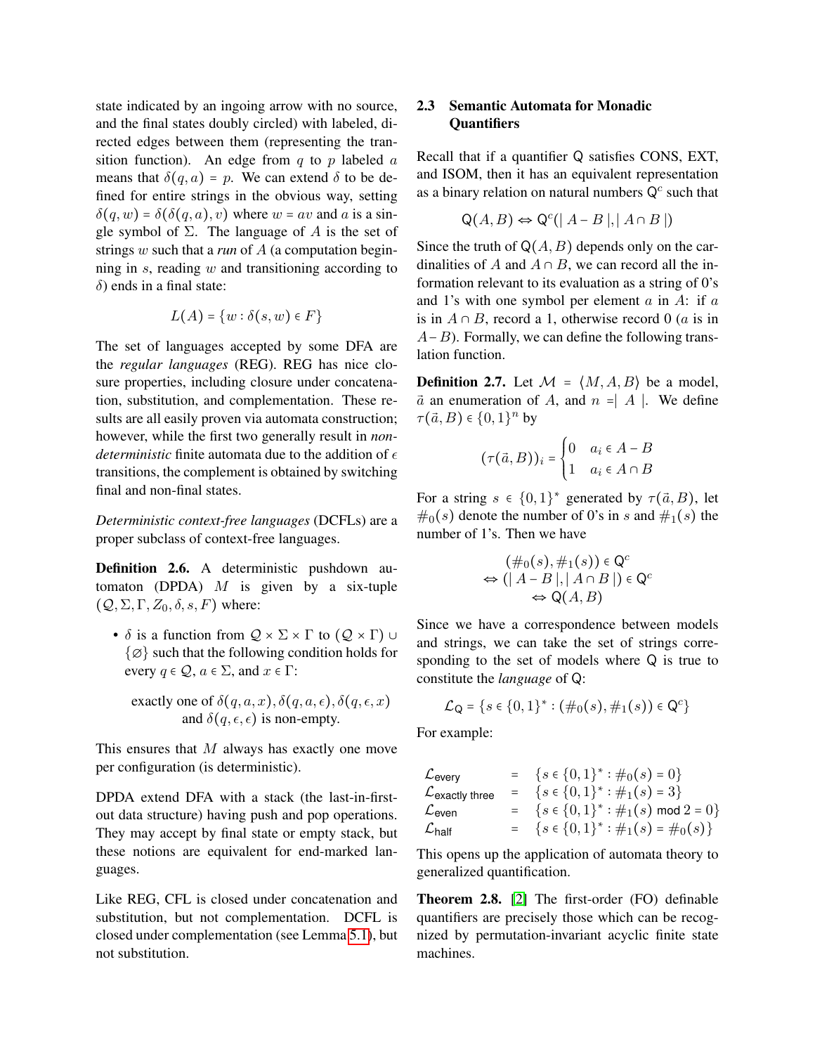state indicated by an ingoing arrow with no source, and the final states doubly circled) with labeled, directed edges between them (representing the transition function). An edge from $q$ to $p$ labeled $a$ means that $\delta(q,a) = p$. We can extend $\delta$ to be defined for entire strings in the obvious way, setting $\delta(q,w) = \delta(\delta(q,a),v)$ where $w = av$ and $a$ is a single symbol of $\Sigma$. The language of $A$ is the set of strings $w$ such that a *run* of $A$ (a computation beginning in $s$, reading $w$ and transitioning according to $\delta$) ends in a final state:

$$L(A) = \{w : \delta(s,w) \in F\}$$

The set of languages accepted by some DFA are the *regular languages* (REG). REG has nice closure properties, including closure under concatenation, substitution, and complementation. These results are all easily proven via automata construction; however, while the first two generally result in *non-deterministic* finite automata due to the addition of $\epsilon$ transitions, the complement is obtained by switching final and non-final states.

*Deterministic context-free languages* (DCFLs) are a proper subclass of context-free languages.

**Definition 2.6.** A deterministic pushdown automaton (DPDA) $M$ is given by a six-tuple $(\mathcal{Q}, \Sigma, \Gamma, Z_0, \delta, s, F)$ where:

- $\delta$ is a function from $\mathcal{Q} \times \Sigma \times \Gamma$ to $(\mathcal{Q} \times \Gamma) \cup \{\varnothing\}$ such that the following condition holds for every $q \in \mathcal{Q}$, $a \in \Sigma$, and $x \in \Gamma$:

  exactly one of $\delta(q,a,x), \delta(q,a,\epsilon), \delta(q,\epsilon,x)$ and $\delta(q,\epsilon,\epsilon)$ is non-empty.

This ensures that $M$ always has exactly one move per configuration (is deterministic).

DPDA extend DFA with a stack (the last-in-first-out data structure) having push and pop operations. They may accept by final state or empty stack, but these notions are equivalent for end-marked languages.

Like REG, CFL is closed under concatenation and substitution, but not complementation. DCFL is closed under complementation (see Lemma 5.1), but not substitution.

## 2.3 Semantic Automata for Monadic Quantifiers

Recall that if a quantifier $\mathsf{Q}$ satisfies CONS, EXT, and ISOM, then it has an equivalent representation as a binary relation on natural numbers $\mathsf{Q}^c$ such that

$$\mathsf{Q}(A,B) \Leftrightarrow \mathsf{Q}^c(|\, A - B\,|, |\, A \cap B\,|)$$

Since the truth of $\mathsf{Q}(A,B)$ depends only on the cardinalities of $A$ and $A \cap B$, we can record all the information relevant to its evaluation as a string of 0's and 1's with one symbol per element $a$ in $A$: if $a$ is in $A \cap B$, record a 1, otherwise record 0 ($a$ is in $A - B$). Formally, we can define the following translation function.

**Definition 2.7.** Let $\mathcal{M} = \langle M, A, B\rangle$ be a model, $\vec{a}$ an enumeration of $A$, and $n = |\, A\,|$. We define $\tau(\vec{a}, B) \in \{0,1\}^n$ by

$$(\tau(\vec{a},B))_i = \begin{cases} 0 & a_i \in A - B \\ 1 & a_i \in A \cap B \end{cases}$$

For a string $s \in \{0,1\}^*$ generated by $\tau(\vec{a},B)$, let $\#_0(s)$ denote the number of 0's in $s$ and $\#_1(s)$ the number of 1's. Then we have

$$\begin{aligned} &(\#_0(s), \#_1(s)) \in \mathsf{Q}^c \\ \Leftrightarrow\ &(|\, A - B\,|, |\, A \cap B\,|) \in \mathsf{Q}^c \\ \Leftrightarrow\ &\mathsf{Q}(A,B) \end{aligned}$$

Since we have a correspondence between models and strings, we can take the set of strings corresponding to the set of models where $\mathsf{Q}$ is true to constitute the *language* of $\mathsf{Q}$:

$$\mathcal{L}_{\mathsf{Q}} = \{s \in \{0,1\}^* : (\#_0(s), \#_1(s)) \in \mathsf{Q}^c\}$$

For example:

$$\begin{aligned} \mathcal{L}_{\text{every}} &= \{s \in \{0,1\}^* : \#_0(s) = 0\} \\ \mathcal{L}_{\text{exactly three}} &= \{s \in \{0,1\}^* : \#_1(s) = 3\} \\ \mathcal{L}_{\text{even}} &= \{s \in \{0,1\}^* : \#_1(s) \bmod 2 = 0\} \\ \mathcal{L}_{\text{half}} &= \{s \in \{0,1\}^* : \#_1(s) = \#_0(s)\} \end{aligned}$$

This opens up the application of automata theory to generalized quantification.

**Theorem 2.8.** [2] The first-order (FO) definable quantifiers are precisely those which can be recognized by permutation-invariant acyclic finite state machines.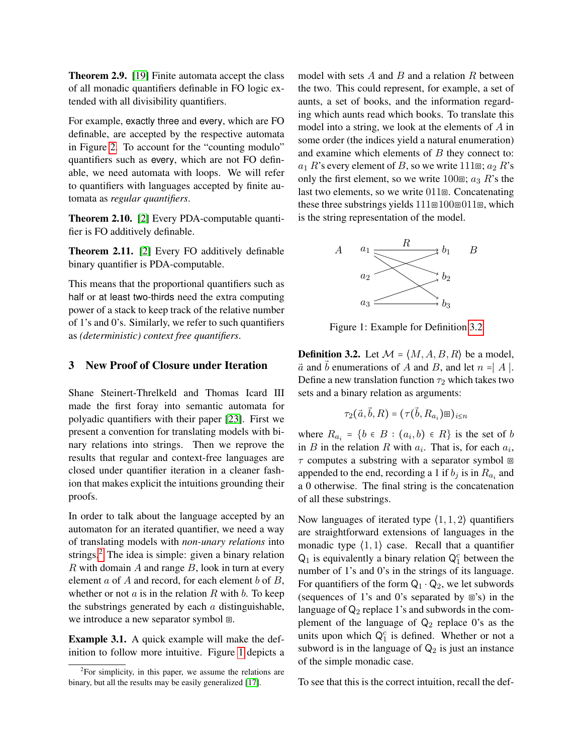**Theorem 2.9.** [19] Finite automata accept the class of all monadic quantifiers definable in FO logic extended with all divisibility quantifiers.

For example, exactly three and every, which are FO definable, are accepted by the respective automata in Figure 2. To account for the "counting modulo" quantifiers such as every, which are not FO definable, we need automata with loops. We will refer to quantifiers with languages accepted by finite automata as *regular quantifiers*.

**Theorem 2.10.** [2] Every PDA-computable quantifier is FO additively definable.

**Theorem 2.11.** [2] Every FO additively definable binary quantifier is PDA-computable.

This means that the proportional quantifiers such as half or at least two-thirds need the extra computing power of a stack to keep track of the relative number of 1's and 0's. Similarly, we refer to such quantifiers as *(deterministic) context free quantifiers*.

## 3 New Proof of Closure under Iteration

Shane Steinert-Threlkeld and Thomas Icard III made the first foray into semantic automata for polyadic quantifiers with their paper [23]. First we present a convention for translating models with binary relations into strings. Then we reprove the results that regular and context-free languages are closed under quantifier iteration in a cleaner fashion that makes explicit the intuitions grounding their proofs.

In order to talk about the language accepted by an automaton for an iterated quantifier, we need a way of translating models with *non-unary relations* into strings.[2] The idea is simple: given a binary relation $R$ with domain $A$ and range $B$, look in turn at every element $a$ of $A$ and record, for each element $b$ of $B$, whether or not $a$ is in the relation $R$ with $b$. To keep the substrings generated by each $a$ distinguishable, we introduce a new separator symbol ⊡.

**Example 3.1.** A quick example will make the definition to follow more intuitive. Figure 1 depicts a model with sets $A$ and $B$ and a relation $R$ between the two. This could represent, for example, a set of aunts, a set of books, and the information regarding which aunts read which books. To translate this model into a string, we look at the elements of $A$ in some order (the indices yield a natural enumeration) and examine which elements of $B$ they connect to: $a_1$ $R$'s every element of $B$, so we write 111⊡; $a_2$ $R$'s only the first element, so we write 100⊡; $a_3$ $R$'s the last two elements, so we write 011⊡. Concatenating these three substrings yields 111⊡100⊡011⊡, which is the string representation of the model.

Figure 1: Example for Definition 3.2

**Definition 3.2.** Let $\mathcal{M} = \langle M, A, B, R\rangle$ be a model, $\vec{a}$ and $\vec{b}$ enumerations of $A$ and $B$, and let $n = \mid A \mid$. Define a new translation function $\tau_2$ which takes two sets and a binary relation as arguments:

$$\tau_2(\vec{a}, \vec{b}, R) = (\tau(\vec{b}, R_{a_i})⊡)_{i \leq n}$$

where $R_{a_i} = \{b \in B : (a_i, b) \in R\}$ is the set of $b$ in $B$ in the relation $R$ with $a_i$. That is, for each $a_i$, $\tau$ computes a substring with a separator symbol ⊡ appended to the end, recording a 1 if $b_j$ is in $R_{a_i}$ and a 0 otherwise. The final string is the concatenation of all these substrings.

Now languages of iterated type $\langle 1, 1, 2\rangle$ quantifiers are straightforward extensions of languages in the monadic type $\langle 1, 1\rangle$ case. Recall that a quantifier $\mathsf{Q}_1$ is equivalently a binary relation $\mathsf{Q}_1^c$ between the number of 1's and 0's in the strings of its language. For quantifiers of the form $\mathsf{Q}_1 \cdot \mathsf{Q}_2$, we let subwords (sequences of 1's and 0's separated by ⊡'s) in the language of $\mathsf{Q}_2$ replace 1's and subwords in the complement of the language of $\mathsf{Q}_2$ replace 0's as the units upon which $\mathsf{Q}_1^c$ is defined. Whether or not a subword is in the language of $\mathsf{Q}_2$ is just an instance of the simple monadic case.

To see that this is the correct intuition, recall the def-

[2] For simplicity, in this paper, we assume the relations are binary, but all the results may be easily generalized [17].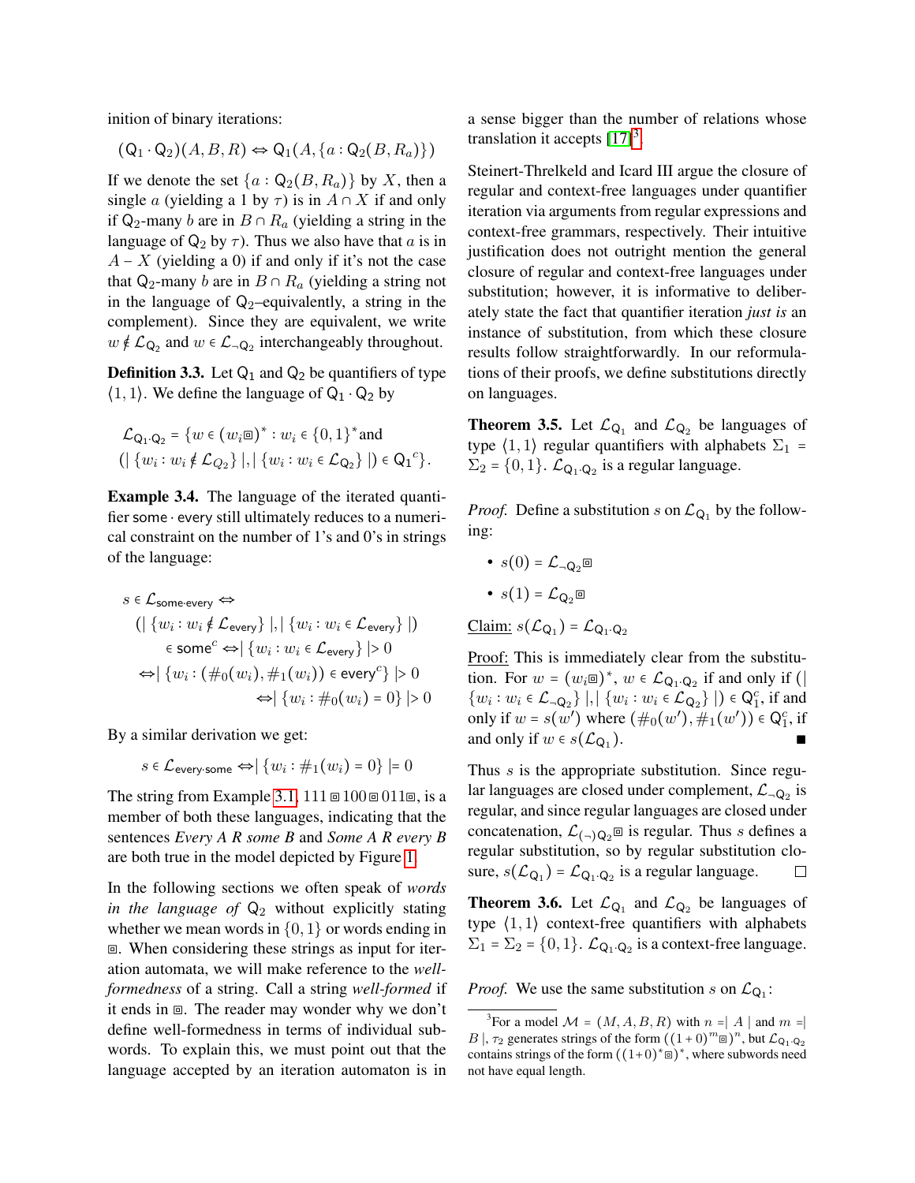inition of binary iterations:

$$(\mathsf{Q}_1 \cdot \mathsf{Q}_2)(A, B, R) \Leftrightarrow \mathsf{Q}_1(A, \{a : \mathsf{Q}_2(B, R_a)\})$$

If we denote the set $\{a : \mathsf{Q}_2(B, R_a)\}$ by $X$, then a single $a$ (yielding a 1 by $\tau$) is in $A \cap X$ if and only if $\mathsf{Q}_2$-many $b$ are in $B \cap R_a$ (yielding a string in the language of $\mathsf{Q}_2$ by $\tau$). Thus we also have that $a$ is in $A - X$ (yielding a 0) if and only if it's not the case that $\mathsf{Q}_2$-many $b$ are in $B \cap R_a$ (yielding a string not in the language of $\mathsf{Q}_2$–equivalently, a string in the complement). Since they are equivalent, we write $w \notin \mathcal{L}_{\mathsf{Q}_2}$ and $w \in \mathcal{L}_{\neg\mathsf{Q}_2}$ interchangeably throughout.

**Definition 3.3.** Let $\mathsf{Q}_1$ and $\mathsf{Q}_2$ be quantifiers of type $\langle 1, 1\rangle$. We define the language of $\mathsf{Q}_1 \cdot \mathsf{Q}_2$ by

$$\mathcal{L}_{\mathsf{Q}_1 \cdot \mathsf{Q}_2} = \{w \in (w_i \boxdot)^* : w_i \in \{0,1\}^* \text{and}$$
$$(|\{w_i : w_i \notin \mathcal{L}_{Q_2}\}|, |\{w_i : w_i \in \mathcal{L}_{\mathsf{Q}_2}\}|) \in {\mathsf{Q}_1}^c\}.$$

**Example 3.4.** The language of the iterated quantifier some · every still ultimately reduces to a numerical constraint on the number of 1's and 0's in strings of the language:

$$\begin{aligned}
&s \in \mathcal{L}_{\mathsf{some} \cdot \mathsf{every}} \Leftrightarrow \\
&\quad (|\{w_i : w_i \notin \mathcal{L}_{\mathsf{every}}\}|, |\{w_i : w_i \in \mathcal{L}_{\mathsf{every}}\}|) \\
&\quad\quad \in \mathsf{some}^c \Leftrightarrow |\{w_i : w_i \in \mathcal{L}_{\mathsf{every}}\}| > 0 \\
&\quad \Leftrightarrow |\{w_i : (\#_0(w_i), \#_1(w_i)) \in \mathsf{every}^c\}| > 0 \\
&\quad\quad \Leftrightarrow |\{w_i : \#_0(w_i) = 0\}| > 0
\end{aligned}$$

By a similar derivation we get:

$$s \in \mathcal{L}_{\mathsf{every} \cdot \mathsf{some}} \Leftrightarrow |\{w_i : \#_1(w_i) = 0\}| = 0$$

The string from Example 3.1, $111 \boxdot 100 \boxdot 011 \boxdot$, is a member of both these languages, indicating that the sentences *Every A R some B* and *Some A R every B* are both true in the model depicted by Figure 1.

In the following sections we often speak of *words in the language of* $\mathsf{Q}_2$ without explicitly stating whether we mean words in $\{0, 1\}$ or words ending in $\boxdot$. When considering these strings as input for iteration automata, we will make reference to the *well-formedness* of a string. Call a string *well-formed* if it ends in $\boxdot$. The reader may wonder why we don't define well-formedness in terms of individual subwords. To explain this, we must point out that the language accepted by an iteration automaton is in a sense bigger than the number of relations whose translation it accepts [17][3].

Steinert-Threlkeld and Icard III argue the closure of regular and context-free languages under quantifier iteration via arguments from regular expressions and context-free grammars, respectively. Their intuitive justification does not outright mention the general closure of regular and context-free languages under substitution; however, it is informative to deliberately state the fact that quantifier iteration *just is* an instance of substitution, from which these closure results follow straightforwardly. In our reformulations of their proofs, we define substitutions directly on languages.

**Theorem 3.5.** Let $\mathcal{L}_{\mathsf{Q}_1}$ and $\mathcal{L}_{\mathsf{Q}_2}$ be languages of type $\langle 1, 1\rangle$ regular quantifiers with alphabets $\Sigma_1 = \Sigma_2 = \{0, 1\}$. $\mathcal{L}_{\mathsf{Q}_1 \cdot \mathsf{Q}_2}$ is a regular language.

*Proof.* Define a substitution $s$ on $\mathcal{L}_{\mathsf{Q}_1}$ by the following:

- $s(0) = \mathcal{L}_{\neg\mathsf{Q}_2} \boxdot$
- $s(1) = \mathcal{L}_{\mathsf{Q}_2} \boxdot$

Claim: $s(\mathcal{L}_{\mathsf{Q}_1}) = \mathcal{L}_{\mathsf{Q}_1 \cdot \mathsf{Q}_2}$

Proof: This is immediately clear from the substitution. For $w = (w_i \boxdot)^*$, $w \in \mathcal{L}_{\mathsf{Q}_1 \cdot \mathsf{Q}_2}$ if and only if $(|\{w_i : w_i \in \mathcal{L}_{\neg\mathsf{Q}_2}\}|, |\{w_i : w_i \in \mathcal{L}_{\mathsf{Q}_2}\}|) \in \mathsf{Q}_1^c$, if and only if $w = s(w')$ where $(\#_0(w'), \#_1(w')) \in \mathsf{Q}_1^c$, if and only if $w \in s(\mathcal{L}_{\mathsf{Q}_1})$. ∎

Thus $s$ is the appropriate substitution. Since regular languages are closed under complement, $\mathcal{L}_{\neg\mathsf{Q}_2}$ is regular, and since regular languages are closed under concatenation, $\mathcal{L}_{(\neg)\mathsf{Q}_2 \boxdot}$ is regular. Thus $s$ defines a regular substitution, so by regular substitution closure, $s(\mathcal{L}_{\mathsf{Q}_1}) = \mathcal{L}_{\mathsf{Q}_1 \cdot \mathsf{Q}_2}$ is a regular language. □

**Theorem 3.6.** Let $\mathcal{L}_{\mathsf{Q}_1}$ and $\mathcal{L}_{\mathsf{Q}_2}$ be languages of type $\langle 1, 1\rangle$ context-free quantifiers with alphabets $\Sigma_1 = \Sigma_2 = \{0, 1\}$. $\mathcal{L}_{\mathsf{Q}_1 \cdot \mathsf{Q}_2}$ is a context-free language.

*Proof.* We use the same substitution $s$ on $\mathcal{L}_{\mathsf{Q}_1}$:

---

[3] For a model $\mathcal{M} = (M, A, B, R)$ with $n = |A|$ and $m = |B|$, $\tau_2$ generates strings of the form $((1+0)^m \boxdot)^n$, but $\mathcal{L}_{\mathsf{Q}_1 \cdot \mathsf{Q}_2}$ contains strings of the form $((1+0)^* \boxdot)^*$, where subwords need not have equal length.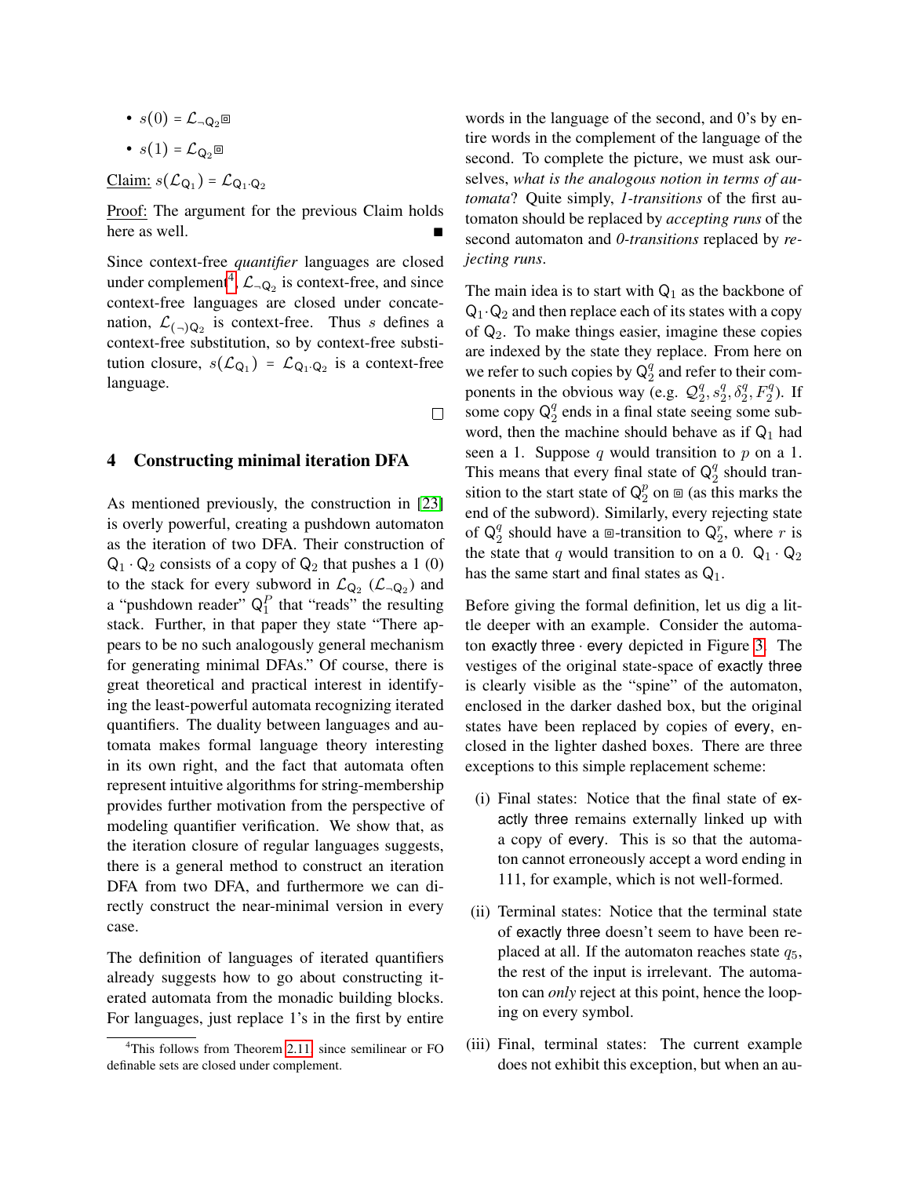- $s(0) = \mathcal{L}_{\neg \mathsf{Q}_2}\boxdot$
- $s(1) = \mathcal{L}_{\mathsf{Q}_2}\boxdot$

Claim: $s(\mathcal{L}_{\mathsf{Q}_1}) = \mathcal{L}_{\mathsf{Q}_1 \cdot \mathsf{Q}_2}$

Proof: The argument for the previous Claim holds here as well. ■

Since context-free *quantifier* languages are closed under complement[4], $\mathcal{L}_{\neg \mathsf{Q}_2}$ is context-free, and since context-free languages are closed under concatenation, $\mathcal{L}_{(\neg)\mathsf{Q}_2}$ is context-free. Thus $s$ defines a context-free substitution, so by context-free substitution closure, $s(\mathcal{L}_{\mathsf{Q}_1}) = \mathcal{L}_{\mathsf{Q}_1 \cdot \mathsf{Q}_2}$ is a context-free language.

□

## 4 Constructing minimal iteration DFA

As mentioned previously, the construction in [23] is overly powerful, creating a pushdown automaton as the iteration of two DFA. Their construction of $\mathsf{Q}_1 \cdot \mathsf{Q}_2$ consists of a copy of $\mathsf{Q}_2$ that pushes a 1 (0) to the stack for every subword in $\mathcal{L}_{\mathsf{Q}_2}$ ($\mathcal{L}_{\neg \mathsf{Q}_2}$) and a "pushdown reader" $\mathsf{Q}_1^P$ that "reads" the resulting stack. Further, in that paper they state "There appears to be no such analogously general mechanism for generating minimal DFAs." Of course, there is great theoretical and practical interest in identifying the least-powerful automata recognizing iterated quantifiers. The duality between languages and automata makes formal language theory interesting in its own right, and the fact that automata often represent intuitive algorithms for string-membership provides further motivation from the perspective of modeling quantifier verification. We show that, as the iteration closure of regular languages suggests, there is a general method to construct an iteration DFA from two DFA, and furthermore we can directly construct the near-minimal version in every case.

The definition of languages of iterated quantifiers already suggests how to go about constructing iterated automata from the monadic building blocks. For languages, just replace 1's in the first by entire words in the language of the second, and 0's by entire words in the complement of the language of the second. To complete the picture, we must ask ourselves, *what is the analogous notion in terms of automata*? Quite simply, *1-transitions* of the first automaton should be replaced by *accepting runs* of the second automaton and *0-transitions* replaced by *rejecting runs*.

The main idea is to start with $\mathsf{Q}_1$ as the backbone of $\mathsf{Q}_1 \cdot \mathsf{Q}_2$ and then replace each of its states with a copy of $\mathsf{Q}_2$. To make things easier, imagine these copies are indexed by the state they replace. From here on we refer to such copies by $\mathsf{Q}_2^q$ and refer to their components in the obvious way (e.g. $\mathcal{Q}_2^q, s_2^q, \delta_2^q, F_2^q$). If some copy $\mathsf{Q}_2^q$ ends in a final state seeing some subword, then the machine should behave as if $\mathsf{Q}_1$ had seen a 1. Suppose $q$ would transition to $p$ on a 1. This means that every final state of $\mathsf{Q}_2^q$ should transition to the start state of $\mathsf{Q}_2^p$ on $\boxdot$ (as this marks the end of the subword). Similarly, every rejecting state of $\mathsf{Q}_2^q$ should have a $\boxdot$-transition to $\mathsf{Q}_2^r$, where $r$ is the state that $q$ would transition to on a 0. $\mathsf{Q}_1 \cdot \mathsf{Q}_2$ has the same start and final states as $\mathsf{Q}_1$.

Before giving the formal definition, let us dig a little deeper with an example. Consider the automaton exactly three $\cdot$ every depicted in Figure 3. The vestiges of the original state-space of exactly three is clearly visible as the "spine" of the automaton, enclosed in the darker dashed box, but the original states have been replaced by copies of every, enclosed in the lighter dashed boxes. There are three exceptions to this simple replacement scheme:

(i) Final states: Notice that the final state of exactly three remains externally linked up with a copy of every. This is so that the automaton cannot erroneously accept a word ending in 111, for example, which is not well-formed.

(ii) Terminal states: Notice that the terminal state of exactly three doesn't seem to have been replaced at all. If the automaton reaches state $q_5$, the rest of the input is irrelevant. The automaton can *only* reject at this point, hence the looping on every symbol.

(iii) Final, terminal states: The current example does not exhibit this exception, but when an au-

[4] This follows from Theorem 2.11, since semilinear or FO definable sets are closed under complement.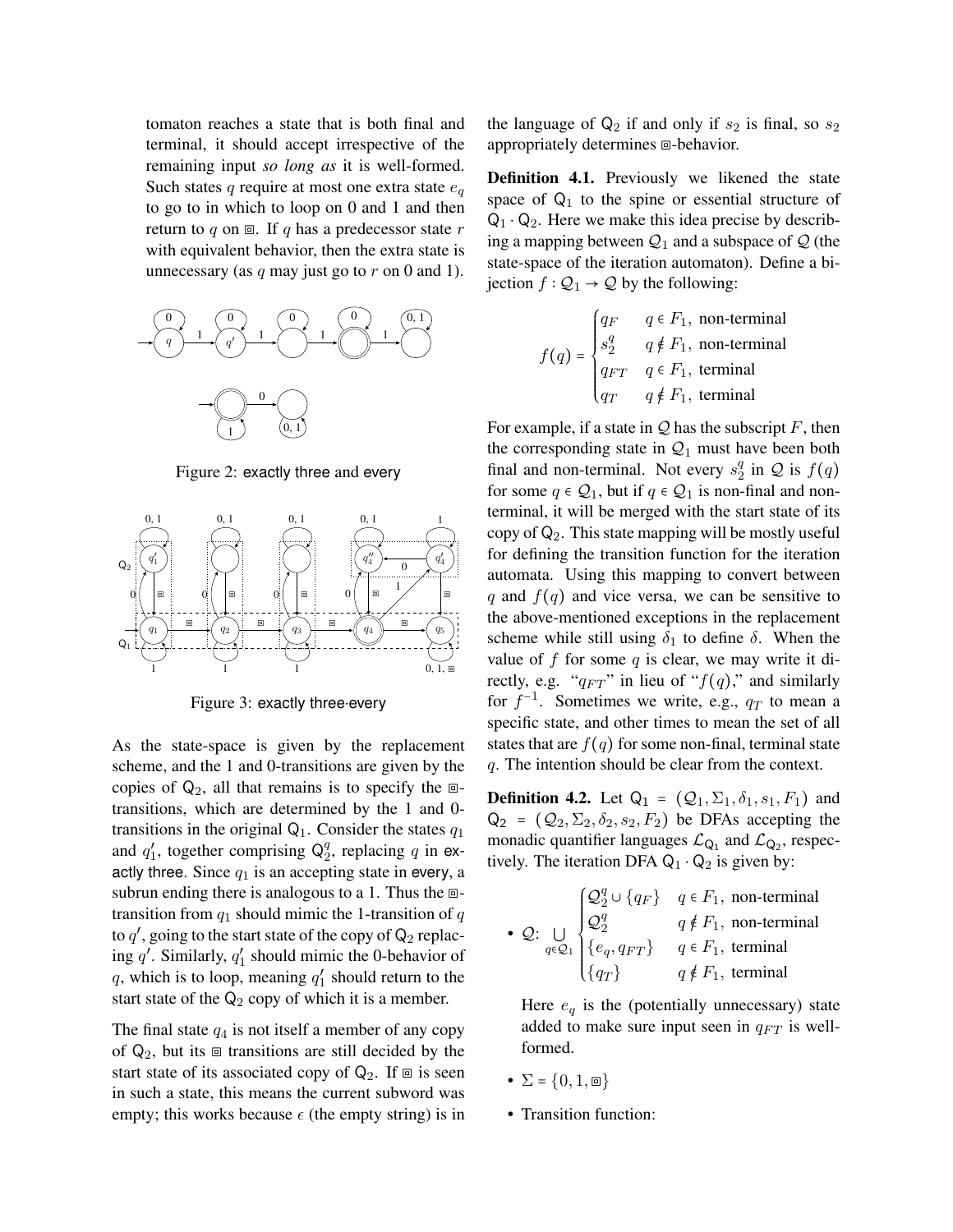tomaton reaches a state that is both final and terminal, it should accept irrespective of the remaining input *so long as* it is well-formed. Such states $q$ require at most one extra state $e_q$ to go to in which to loop on 0 and 1 and then return to $q$ on ⊡. If $q$ has a predecessor state $r$ with equivalent behavior, then the extra state is unnecessary (as $q$ may just go to $r$ on 0 and 1).

Figure 2: exactly three and every

Figure 3: exactly three·every

As the state-space is given by the replacement scheme, and the 1 and 0-transitions are given by the copies of $\mathsf{Q}_2$, all that remains is to specify the ⊡-transitions, which are determined by the 1 and 0-transitions in the original $\mathsf{Q}_1$. Consider the states $q_1$ and $q_1'$, together comprising $\mathsf{Q}_2^q$, replacing $q$ in exactly three. Since $q_1$ is an accepting state in every, a subrun ending there is analogous to a 1. Thus the ⊡-transition from $q_1$ should mimic the 1-transition of $q$ to $q'$, going to the start state of the copy of $\mathsf{Q}_2$ replacing $q'$. Similarly, $q_1'$ should mimic the 0-behavior of $q$, which is to loop, meaning $q_1'$ should return to the start state of the $\mathsf{Q}_2$ copy of which it is a member.

The final state $q_4$ is not itself a member of any copy of $\mathsf{Q}_2$, but its ⊡ transitions are still decided by the start state of its associated copy of $\mathsf{Q}_2$. If ⊡ is seen in such a state, this means the current subword was empty; this works because $\epsilon$ (the empty string) is in the language of $\mathsf{Q}_2$ if and only if $s_2$ is final, so $s_2$ appropriately determines ⊡-behavior.

**Definition 4.1.** Previously we likened the state space of $\mathsf{Q}_1$ to the spine or essential structure of $\mathsf{Q}_1 \cdot \mathsf{Q}_2$. Here we make this idea precise by describing a mapping between $\mathcal{Q}_1$ and a subspace of $\mathcal{Q}$ (the state-space of the iteration automaton). Define a bijection $f : \mathcal{Q}_1 \to \mathcal{Q}$ by the following:

$$f(q) = \begin{cases} q_F & q \in F_1, \text{ non-terminal} \\ s_2^q & q \notin F_1, \text{ non-terminal} \\ q_{FT} & q \in F_1, \text{ terminal} \\ q_T & q \notin F_1, \text{ terminal} \end{cases}$$

For example, if a state in $\mathcal{Q}$ has the subscript $F$, then the corresponding state in $\mathcal{Q}_1$ must have been both final and non-terminal. Not every $s_2^q$ in $\mathcal{Q}$ is $f(q)$ for some $q \in \mathcal{Q}_1$, but if $q \in \mathcal{Q}_1$ is non-final and non-terminal, it will be merged with the start state of its copy of $\mathsf{Q}_2$. This state mapping will be mostly useful for defining the transition function for the iteration automata. Using this mapping to convert between $q$ and $f(q)$ and vice versa, we can be sensitive to the above-mentioned exceptions in the replacement scheme while still using $\delta_1$ to define $\delta$. When the value of $f$ for some $q$ is clear, we may write it directly, e.g. "$q_{FT}$" in lieu of "$f(q)$," and similarly for $f^{-1}$. Sometimes we write, e.g., $q_T$ to mean a specific state, and other times to mean the set of all states that are $f(q)$ for some non-final, terminal state $q$. The intention should be clear from the context.

**Definition 4.2.** Let $\mathsf{Q}_1 = (\mathcal{Q}_1, \Sigma_1, \delta_1, s_1, F_1)$ and $\mathsf{Q}_2 = (\mathcal{Q}_2, \Sigma_2, \delta_2, s_2, F_2)$ be DFAs accepting the monadic quantifier languages $\mathcal{L}_{\mathsf{Q}_1}$ and $\mathcal{L}_{\mathsf{Q}_2}$, respectively. The iteration DFA $\mathsf{Q}_1 \cdot \mathsf{Q}_2$ is given by:

- $\mathcal{Q}$: $\displaystyle\bigcup_{q \in \mathcal{Q}_1} \begin{cases} \mathcal{Q}_2^q \cup \{q_F\} & q \in F_1, \text{ non-terminal} \\ \mathcal{Q}_2^q & q \notin F_1, \text{ non-terminal} \\ \{e_q, q_{FT}\} & q \in F_1, \text{ terminal} \\ \{q_T\} & q \notin F_1, \text{ terminal} \end{cases}$

  Here $e_q$ is the (potentially unnecessary) state added to make sure input seen in $q_{FT}$ is well-formed.

- $\Sigma = \{0, 1, ⊡\}$

- Transition function: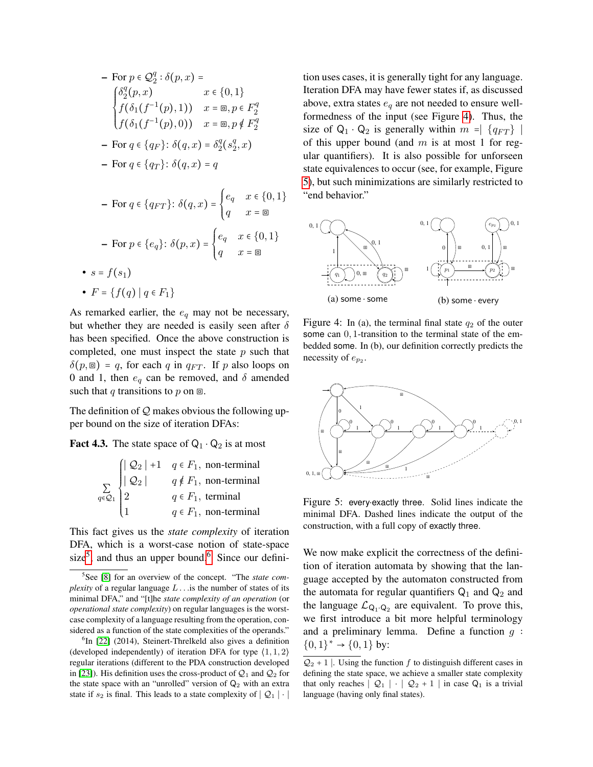- For $p \in \mathcal{Q}_2^q : \delta(p, x) =$
$$\begin{cases} \delta_2^q(p, x) & x \in \{0, 1\} \\ f(\delta_1(f^{-1}(p), 1)) & x = ⧈, p \in F_2^q \\ f(\delta_1(f^{-1}(p), 0)) & x = ⧈, p \notin F_2^q \end{cases}$$
- For $q \in \{q_F\}$: $\delta(q, x) = \delta_2^q(s_2^q, x)$
- For $q \in \{q_T\}$: $\delta(q, x) = q$
- For $q \in \{q_{FT}\}$: $\delta(q, x) = \begin{cases} e_q & x \in \{0, 1\} \\ q & x = ⧈ \end{cases}$
- For $p \in \{e_q\}$: $\delta(p, x) = \begin{cases} e_q & x \in \{0, 1\} \\ q & x = ⧈ \end{cases}$

- $s = f(s_1)$
- $F = \{f(q) \mid q \in F_1\}$

As remarked earlier, the $e_q$ may not be necessary, but whether they are needed is easily seen after $\delta$ has been specified. Once the above construction is completed, one must inspect the state $p$ such that $\delta(p, ⧈) = q$, for each $q$ in $q_{FT}$. If $p$ also loops on 0 and 1, then $e_q$ can be removed, and $\delta$ amended such that $q$ transitions to $p$ on ⧈.

The definition of $\mathcal{Q}$ makes obvious the following upper bound on the size of iteration DFAs:

**Fact 4.3.** The state space of $\mathsf{Q}_1 \cdot \mathsf{Q}_2$ is at most

$$\sum_{q \in \mathcal{Q}_1} \begin{cases} \mid \mathcal{Q}_2 \mid +1 & q \in F_1, \text{ non-terminal} \\ \mid \mathcal{Q}_2 \mid & q \notin F_1, \text{ non-terminal} \\ 2 & q \in F_1, \text{ terminal} \\ 1 & q \in F_1, \text{ non-terminal} \end{cases}$$

This fact gives us the *state complexity* of iteration DFA, which is a worst-case notion of state-space size[5], and thus an upper bound.[6] Since our definition uses cases, it is generally tight for any language. Iteration DFA may have fewer states if, as discussed above, extra states $e_q$ are not needed to ensure well-formedness of the input (see Figure 4). Thus, the size of $\mathsf{Q}_1 \cdot \mathsf{Q}_2$ is generally within $m = \mid \{q_{FT}\} \mid$ of this upper bound (and $m$ is at most 1 for regular quantifiers). It is also possible for unforseen state equivalences to occur (see, for example, Figure 5), but such minimizations are similarly restricted to "end behavior."

(a) some · some (b) some · every

Figure 4: In (a), the terminal final state $q_2$ of the outer some can 0, 1-transition to the terminal state of the embedded some. In (b), our definition correctly predicts the necessity of $e_{p_2}$.

Figure 5: every·exactly three. Solid lines indicate the minimal DFA. Dashed lines indicate the output of the construction, with a full copy of exactly three.

We now make explicit the correctness of the definition of iteration automata by showing that the language accepted by the automaton constructed from the automata for regular quantifiers $\mathsf{Q}_1$ and $\mathsf{Q}_2$ and the language $\mathcal{L}_{\mathsf{Q}_1 \cdot \mathsf{Q}_2}$ are equivalent. To prove this, we first introduce a bit more helpful terminology and a preliminary lemma. Define a function $g : \{0, 1\}^* \to \{0, 1\}$ by:

[5] See [8] for an overview of the concept. "The *state complexity* of a regular language $L$ . . . is the number of states of its minimal DFA," and "[t]he *state complexity of an operation* (or *operational state complexity*) on regular languages is the worst-case complexity of a language resulting from the operation, considered as a function of the state complexities of the operands."

[6] In [22] (2014), Steinert-Threlkeld also gives a definition (developed independently) of iteration DFA for type $\langle 1, 1, 2 \rangle$ regular iterations (different to the PDA construction developed in [23]). His definition uses the cross-product of $\mathcal{Q}_1$ and $\mathcal{Q}_2$ for the state space with an "unrolled" version of $\mathsf{Q}_2$ with an extra state if $s_2$ is final. This leads to a state complexity of $\mid \mathcal{Q}_1 \mid \cdot \mid \mathcal{Q}_2 + 1 \mid$. Using the function $f$ to distinguish different cases in defining the state space, we achieve a smaller state complexity that only reaches $\mid \mathcal{Q}_1 \mid \cdot \mid \mathcal{Q}_2 + 1 \mid$ in case $\mathsf{Q}_1$ is a trivial language (having only final states).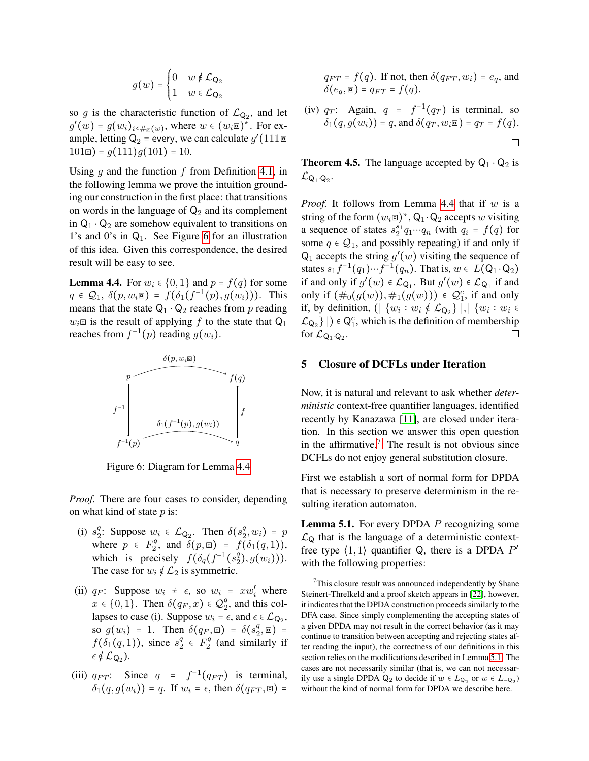$$g(w) = \begin{cases} 0 & w \notin \mathcal{L}_{\mathsf{Q}_2} \\ 1 & w \in \mathcal{L}_{\mathsf{Q}_2} \end{cases}$$

so $g$ is the characteristic function of $\mathcal{L}_{\mathsf{Q}_2}$, and let $g'(w) = g(w_i)_{i \le \#_{\boxdot}(w)}$, where $w \in (w_i \boxdot)^*$. For example, letting $\mathsf{Q}_2$ = every, we can calculate $g'(111\boxdot 101\boxdot) = g(111)g(101) = 10$.

Using $g$ and the function $f$ from Definition 4.1, in the following lemma we prove the intuition grounding our construction in the first place: that transitions on words in the language of $\mathsf{Q}_2$ and its complement in $\mathsf{Q}_1 \cdot \mathsf{Q}_2$ are somehow equivalent to transitions on 1's and 0's in $\mathsf{Q}_1$. See Figure 6 for an illustration of this idea. Given this correspondence, the desired result will be easy to see.

**Lemma 4.4.** For $w_i \in \{0,1\}$ and $p = f(q)$ for some $q \in \mathcal{Q}_1$, $\delta(p, w_i\boxdot) = f(\delta_1(f^{-1}(p), g(w_i)))$. This means that the state $\mathsf{Q}_1 \cdot \mathsf{Q}_2$ reaches from $p$ reading $w_i\boxdot$ is the result of applying $f$ to the state that $\mathsf{Q}_1$ reaches from $f^{-1}(p)$ reading $g(w_i)$.

$$\begin{array}{ccc} p & \xrightarrow{\delta(p, w_i\boxdot)} & f(q) \\ \downarrow f^{-1} & & \uparrow f \\ f^{-1}(p) & \xrightarrow{\delta_1(f^{-1}(p), g(w_i))} & q \end{array}$$

Figure 6: Diagram for Lemma 4.4

*Proof.* There are four cases to consider, depending on what kind of state $p$ is:

(i) $s_2^q$: Suppose $w_i \in \mathcal{L}_{\mathsf{Q}_2}$. Then $\delta(s_2^q, w_i) = p$ where $p \in F_2^q$, and $\delta(p, \boxdot) = f(\delta_1(q, 1))$, which is precisely $f(\delta_q(f^{-1}(s_2^q), g(w_i)))$. The case for $w_i \notin \mathcal{L}_2$ is symmetric.

(ii) $q_F$: Suppose $w_i \neq \epsilon$, so $w_i = xw_i'$ where $x \in \{0,1\}$. Then $\delta(q_F, x) \in \mathcal{Q}_2^q$, and this collapses to case (i). Suppose $w_i = \epsilon$, and $\epsilon \in \mathcal{L}_{\mathsf{Q}_2}$, so $g(w_i) = 1$. Then $\delta(q_F, \boxdot) = \delta(s_2^q, \boxdot) = f(\delta_1(q, 1))$, since $s_2^q \in F_2^q$ (and similarly if $\epsilon \notin \mathcal{L}_{\mathsf{Q}_2}$).

(iii) $q_{FT}$: Since $q = f^{-1}(q_{FT})$ is terminal, $\delta_1(q, g(w_i)) = q$. If $w_i = \epsilon$, then $\delta(q_{FT}, \boxdot) = q_{FT} = f(q)$. If not, then $\delta(q_{FT}, w_i) = e_q$, and $\delta(e_q, \boxdot) = q_{FT} = f(q)$.

(iv) $q_T$: Again, $q = f^{-1}(q_T)$ is terminal, so $\delta_1(q, g(w_i)) = q$, and $\delta(q_T, w_i\boxdot) = q_T = f(q)$. □

**Theorem 4.5.** The language accepted by $\mathsf{Q}_1 \cdot \mathsf{Q}_2$ is $\mathcal{L}_{\mathsf{Q}_1 \cdot \mathsf{Q}_2}$.

*Proof.* It follows from Lemma 4.4 that if $w$ is a string of the form $(w_i\boxdot)^*$, $\mathsf{Q}_1 \cdot \mathsf{Q}_2$ accepts $w$ visiting a sequence of states $s_2^{s_1} q_1 \cdots q_n$ (with $q_i = f(q)$ for some $q \in \mathcal{Q}_1$, and possibly repeating) if and only if $\mathsf{Q}_1$ accepts the string $g'(w)$ visiting the sequence of states $s_1 f^{-1}(q_1) \cdots f^{-1}(q_n)$. That is, $w \in L(\mathsf{Q}_1 \cdot \mathsf{Q}_2)$ if and only if $g'(w) \in \mathcal{L}_{\mathsf{Q}_1}$. But $g'(w) \in \mathcal{L}_{\mathsf{Q}_1}$ if and only if $(\#_0(g(w)), \#_1(g(w))) \in \mathcal{Q}_1^c$, if and only if, by definition, $(| \{w_i : w_i \notin \mathcal{L}_{\mathsf{Q}_2}\} |,| \{w_i : w_i \in \mathcal{L}_{\mathsf{Q}_2}\} |) \in \mathsf{Q}_1^c$, which is the definition of membership for $\mathcal{L}_{\mathsf{Q}_1 \cdot \mathsf{Q}_2}$. □

## 5 Closure of DCFLs under Iteration

Now, it is natural and relevant to ask whether *deterministic* context-free quantifier languages, identified recently by Kanazawa [11], are closed under iteration. In this section we answer this open question in the affirmative.[7] The result is not obvious since DCFLs do not enjoy general substitution closure.

First we establish a sort of normal form for DPDA that is necessary to preserve determinism in the resulting iteration automaton.

**Lemma 5.1.** For every DPDA $P$ recognizing some $\mathcal{L}_\mathsf{Q}$ that is the language of a deterministic context-free type $\langle 1,1 \rangle$ quantifier $\mathsf{Q}$, there is a DPDA $P'$ with the following properties:

[7] This closure result was announced independently by Shane Steinert-Threlkeld and a proof sketch appears in [22], however, it indicates that the DPDA construction proceeds similarly to the DFA case. Since simply complementing the accepting states of a given DPDA may not result in the correct behavior (as it may continue to transition between accepting and rejecting states after reading the input), the correctness of our definitions in this section relies on the modifications described in Lemma 5.1. The cases are not necessarily similar (that is, we can not necessarily use a single DPDA $\mathsf{Q}_2$ to decide if $w \in L_{\mathsf{Q}_2}$ or $w \in L_{\neg \mathsf{Q}_2}$) without the kind of normal form for DPDA we describe here.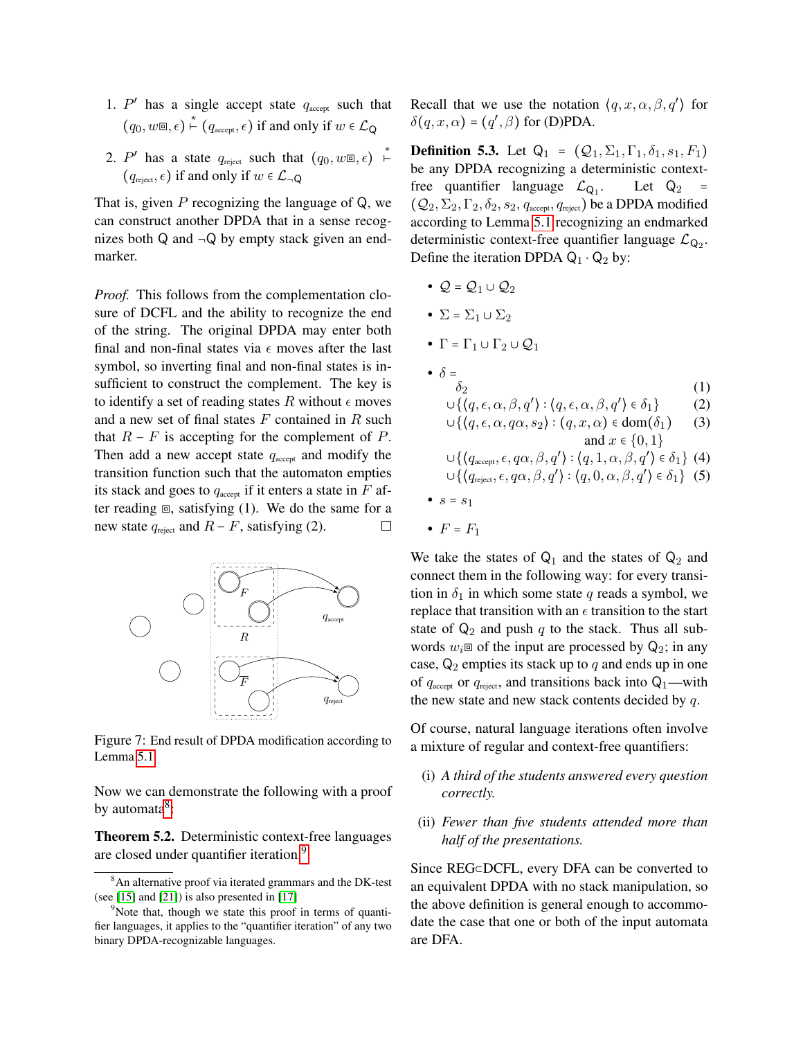1. $P'$ has a single accept state $q_{\text{accept}}$ such that $(q_0, w⧈, \epsilon) \overset{*}{\vdash} (q_{\text{accept}}, \epsilon)$ if and only if $w \in \mathcal{L}_{\mathsf{Q}}$

2. $P'$ has a state $q_{\text{reject}}$ such that $(q_0, w⧈, \epsilon) \overset{*}{\vdash} (q_{\text{reject}}, \epsilon)$ if and only if $w \in \mathcal{L}_{\neg\mathsf{Q}}$

That is, given $P$ recognizing the language of $\mathsf{Q}$, we can construct another DPDA that in a sense recognizes both $\mathsf{Q}$ and $\neg\mathsf{Q}$ by empty stack given an endmarker.

*Proof.* This follows from the complementation closure of DCFL and the ability to recognize the end of the string. The original DPDA may enter both final and non-final states via $\epsilon$ moves after the last symbol, so inverting final and non-final states is insufficient to construct the complement. The key is to identify a set of reading states $R$ without $\epsilon$ moves and a new set of final states $F$ contained in $R$ such that $R - F$ is accepting for the complement of $P$. Then add a new accept state $q_{\text{accept}}$ and modify the transition function such that the automaton empties its stack and goes to $q_{\text{accept}}$ if it enters a state in $F$ after reading ⧈, satisfying (1). We do the same for a new state $q_{\text{reject}}$ and $R - F$, satisfying (2). ☐

Figure 7: End result of DPDA modification according to Lemma 5.1

Now we can demonstrate the following with a proof by automata[8]:

**Theorem 5.2.** Deterministic context-free languages are closed under quantifier iteration.[9]

Recall that we use the notation $\langle q, x, \alpha, \beta, q' \rangle$ for $\delta(q, x, \alpha) = (q', \beta)$ for (D)PDA.

**Definition 5.3.** Let $\mathsf{Q}_1 = (\mathcal{Q}_1, \Sigma_1, \Gamma_1, \delta_1, s_1, F_1)$ be any DPDA recognizing a deterministic context-free quantifier language $\mathcal{L}_{\mathsf{Q}_1}$. Let $\mathsf{Q}_2 = (\mathcal{Q}_2, \Sigma_2, \Gamma_2, \delta_2, s_2, q_{\text{accept}}, q_{\text{reject}})$ be a DPDA modified according to Lemma 5.1 recognizing an endmarked deterministic context-free quantifier language $\mathcal{L}_{\mathsf{Q}_2}$. Define the iteration DPDA $\mathsf{Q}_1 \cdot \mathsf{Q}_2$ by:

- $\mathcal{Q} = \mathcal{Q}_1 \cup \mathcal{Q}_2$
- $\Sigma = \Sigma_1 \cup \Sigma_2$
- $\Gamma = \Gamma_1 \cup \Gamma_2 \cup \mathcal{Q}_1$
- $\delta =$

$$
\begin{aligned}
&\delta_2 && (1)\\
&\cup\{\langle q, \epsilon, \alpha, \beta, q' \rangle : \langle q, \epsilon, \alpha, \beta, q' \rangle \in \delta_1\} && (2)\\
&\cup\{\langle q, \epsilon, \alpha, q\alpha, s_2 \rangle : (q, x, \alpha) \in \mathrm{dom}(\delta_1) \text{ and } x \in \{0,1\}\} && (3)\\
&\cup\{\langle q_{\text{accept}}, \epsilon, q\alpha, \beta, q' \rangle : \langle q, 1, \alpha, \beta, q' \rangle \in \delta_1\} && (4)\\
&\cup\{\langle q_{\text{reject}}, \epsilon, q\alpha, \beta, q' \rangle : \langle q, 0, \alpha, \beta, q' \rangle \in \delta_1\} && (5)
\end{aligned}
$$

- $s = s_1$
- $F = F_1$

We take the states of $\mathsf{Q}_1$ and the states of $\mathsf{Q}_2$ and connect them in the following way: for every transition in $\delta_1$ in which some state $q$ reads a symbol, we replace that transition with an $\epsilon$ transition to the start state of $\mathsf{Q}_2$ and push $q$ to the stack. Thus all subwords $w_i⧈$ of the input are processed by $\mathsf{Q}_2$; in any case, $\mathsf{Q}_2$ empties its stack up to $q$ and ends up in one of $q_{\text{accept}}$ or $q_{\text{reject}}$, and transitions back into $\mathsf{Q}_1$—with the new state and new stack contents decided by $q$.

Of course, natural language iterations often involve a mixture of regular and context-free quantifiers:

(i) *A third of the students answered every question correctly.*

(ii) *Fewer than five students attended more than half of the presentations.*

Since REG⊂DCFL, every DFA can be converted to an equivalent DPDA with no stack manipulation, so the above definition is general enough to accommodate the case that one or both of the input automata are DFA.

[8] An alternative proof via iterated grammars and the DK-test (see [15] and [21]) is also presented in [17]

[9] Note that, though we state this proof in terms of quantifier languages, it applies to the "quantifier iteration" of any two binary DPDA-recognizable languages.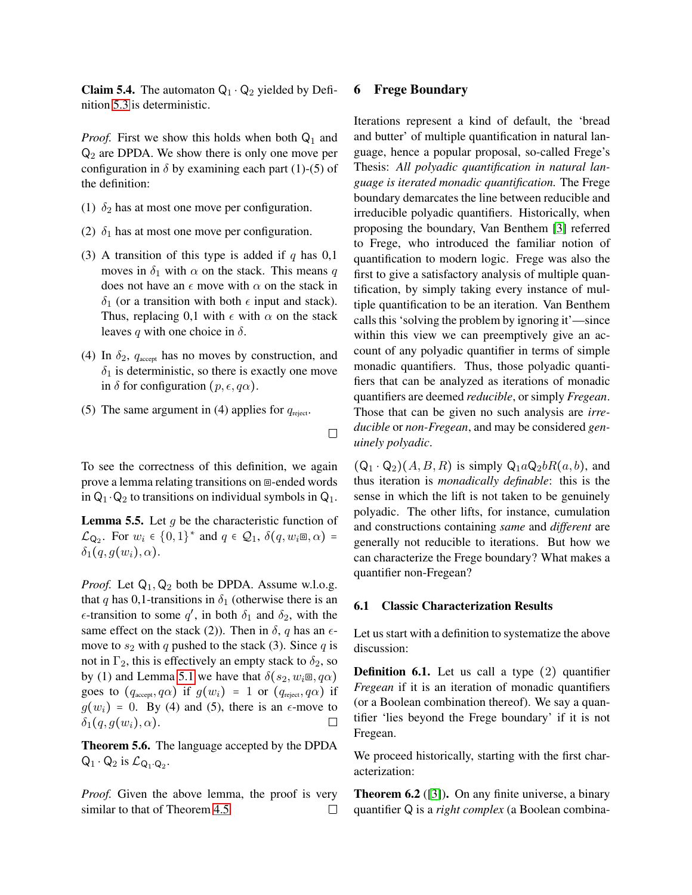**Claim 5.4.** The automaton $\mathsf{Q}_1 \cdot \mathsf{Q}_2$ yielded by Definition 5.3 is deterministic.

*Proof.* First we show this holds when both $\mathsf{Q}_1$ and $\mathsf{Q}_2$ are DPDA. We show there is only one move per configuration in $\delta$ by examining each part (1)-(5) of the definition:

(1) $\delta_2$ has at most one move per configuration.

(2) $\delta_1$ has at most one move per configuration.

(3) A transition of this type is added if $q$ has 0,1 moves in $\delta_1$ with $\alpha$ on the stack. This means $q$ does not have an $\epsilon$ move with $\alpha$ on the stack in $\delta_1$ (or a transition with both $\epsilon$ input and stack). Thus, replacing 0,1 with $\epsilon$ with $\alpha$ on the stack leaves $q$ with one choice in $\delta$.

(4) In $\delta_2$, $q_{\text{accept}}$ has no moves by construction, and $\delta_1$ is deterministic, so there is exactly one move in $\delta$ for configuration $(p, \epsilon, q\alpha)$.

(5) The same argument in (4) applies for $q_{\text{reject}}$.

∎

To see the correctness of this definition, we again prove a lemma relating transitions on ⊡-ended words in $\mathsf{Q}_1 \cdot \mathsf{Q}_2$ to transitions on individual symbols in $\mathsf{Q}_1$.

**Lemma 5.5.** Let $g$ be the characteristic function of $\mathcal{L}_{\mathsf{Q}_2}$. For $w_i \in \{0,1\}^*$ and $q \in \mathcal{Q}_1$, $\delta(q, w_i⊡, \alpha) = \delta_1(q, g(w_i), \alpha)$.

*Proof.* Let $\mathsf{Q}_1, \mathsf{Q}_2$ both be DPDA. Assume w.l.o.g. that $q$ has 0,1-transitions in $\delta_1$ (otherwise there is an $\epsilon$-transition to some $q'$, in both $\delta_1$ and $\delta_2$, with the same effect on the stack (2)). Then in $\delta$, $q$ has an $\epsilon$-move to $s_2$ with $q$ pushed to the stack (3). Since $q$ is not in $\Gamma_2$, this is effectively an empty stack to $\delta_2$, so by (1) and Lemma 5.1 we have that $\delta(s_2, w_i⊡, q\alpha)$ goes to $(q_{\text{accept}}, q\alpha)$ if $g(w_i) = 1$ or $(q_{\text{reject}}, q\alpha)$ if $g(w_i) = 0$. By (4) and (5), there is an $\epsilon$-move to $\delta_1(q, g(w_i), \alpha)$. ∎

**Theorem 5.6.** The language accepted by the DPDA $\mathsf{Q}_1 \cdot \mathsf{Q}_2$ is $\mathcal{L}_{\mathsf{Q}_1 \cdot \mathsf{Q}_2}$.

*Proof.* Given the above lemma, the proof is very similar to that of Theorem 4.5. ∎

## 6 Frege Boundary

Iterations represent a kind of default, the 'bread and butter' of multiple quantification in natural language, hence a popular proposal, so-called Frege's Thesis: *All polyadic quantification in natural language is iterated monadic quantification.* The Frege boundary demarcates the line between reducible and irreducible polyadic quantifiers. Historically, when proposing the boundary, Van Benthem [3] referred to Frege, who introduced the familiar notion of quantification to modern logic. Frege was also the first to give a satisfactory analysis of multiple quantification, by simply taking every instance of multiple quantification to be an iteration. Van Benthem calls this 'solving the problem by ignoring it'—since within this view we can preemptively give an account of any polyadic quantifier in terms of simple monadic quantifiers. Thus, those polyadic quantifiers that can be analyzed as iterations of monadic quantifiers are deemed *reducible*, or simply *Fregean*. Those that can be given no such analysis are *irreducible* or *non-Fregean*, and may be considered *genuinely polyadic*.

$(\mathsf{Q}_1 \cdot \mathsf{Q}_2)(A, B, R)$ is simply $\mathsf{Q}_1 a \mathsf{Q}_2 b R(a, b)$, and thus iteration is *monadically definable*: this is the sense in which the lift is not taken to be genuinely polyadic. The other lifts, for instance, cumulation and constructions containing *same* and *different* are generally not reducible to iterations. But how we can characterize the Frege boundary? What makes a quantifier non-Fregean?

### 6.1 Classic Characterization Results

Let us start with a definition to systematize the above discussion:

**Definition 6.1.** Let us call a type $(2)$ quantifier *Fregean* if it is an iteration of monadic quantifiers (or a Boolean combination thereof). We say a quantifier 'lies beyond the Frege boundary' if it is not Fregean.

We proceed historically, starting with the first characterization:

**Theorem 6.2** ([3]). On any finite universe, a binary quantifier $\mathsf{Q}$ is a *right complex* (a Boolean combina-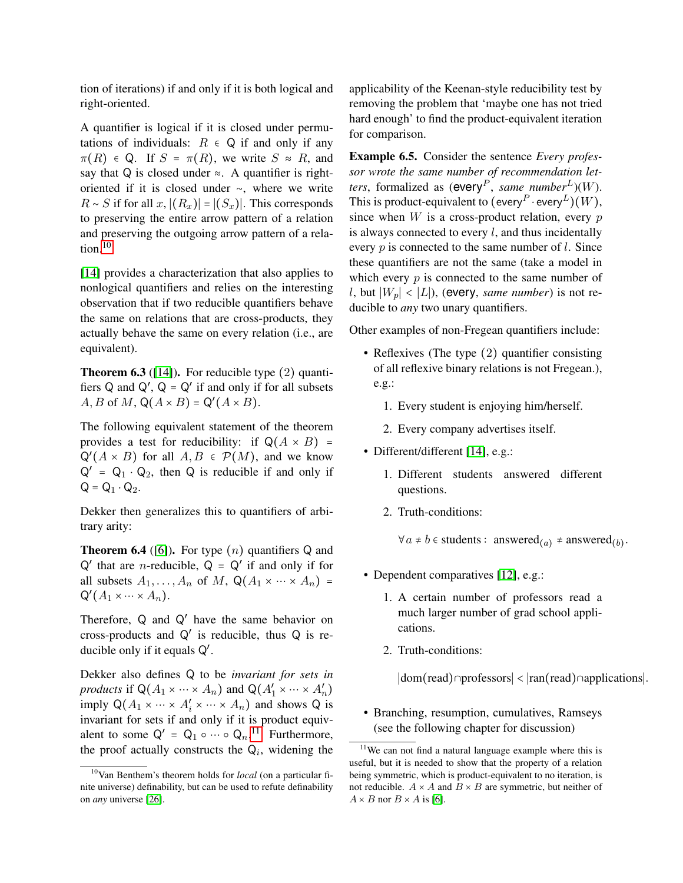tion of iterations) if and only if it is both logical and right-oriented.

A quantifier is logical if it is closed under permutations of individuals: $R \in \mathsf{Q}$ if and only if any $\pi(R) \in \mathsf{Q}$. If $S = \pi(R)$, we write $S \approx R$, and say that $\mathsf{Q}$ is closed under $\approx$. A quantifier is right-oriented if it is closed under $\sim$, where we write $R \sim S$ if for all $x$, $|(R_x)| = |(S_x)|$. This corresponds to preserving the entire arrow pattern of a relation and preserving the outgoing arrow pattern of a relation.[10]

[14] provides a characterization that also applies to nonlogical quantifiers and relies on the interesting observation that if two reducible quantifiers behave the same on relations that are cross-products, they actually behave the same on every relation (i.e., are equivalent).

**Theorem 6.3** ([14]). For reducible type $(2)$ quantifiers $\mathsf{Q}$ and $\mathsf{Q}'$, $\mathsf{Q} = \mathsf{Q}'$ if and only if for all subsets $A, B$ of $M$, $\mathsf{Q}(A \times B) = \mathsf{Q}'(A \times B)$.

The following equivalent statement of the theorem provides a test for reducibility: if $\mathsf{Q}(A \times B) = \mathsf{Q}'(A \times B)$ for all $A, B \in \mathcal{P}(M)$, and we know $\mathsf{Q}' = \mathsf{Q}_1 \cdot \mathsf{Q}_2$, then $\mathsf{Q}$ is reducible if and only if $\mathsf{Q} = \mathsf{Q}_1 \cdot \mathsf{Q}_2$.

Dekker then generalizes this to quantifiers of arbitrary arity:

**Theorem 6.4** ([6]). For type $(n)$ quantifiers $\mathsf{Q}$ and $\mathsf{Q}'$ that are $n$-reducible, $\mathsf{Q} = \mathsf{Q}'$ if and only if for all subsets $A_1, \ldots, A_n$ of $M$, $\mathsf{Q}(A_1 \times \cdots \times A_n) = \mathsf{Q}'(A_1 \times \cdots \times A_n)$.

Therefore, $\mathsf{Q}$ and $\mathsf{Q}'$ have the same behavior on cross-products and $\mathsf{Q}'$ is reducible, thus $\mathsf{Q}$ is reducible only if it equals $\mathsf{Q}'$.

Dekker also defines $\mathsf{Q}$ to be *invariant for sets in products* if $\mathsf{Q}(A_1 \times \cdots \times A_n)$ and $\mathsf{Q}(A'_1 \times \cdots \times A'_n)$ imply $\mathsf{Q}(A_1 \times \cdots \times A'_i \times \cdots \times A_n)$ and shows $\mathsf{Q}$ is invariant for sets if and only if it is product equivalent to some $\mathsf{Q}' = \mathsf{Q}_1 \circ \cdots \circ \mathsf{Q}_n$.[11] Furthermore, the proof actually constructs the $\mathsf{Q}_i$, widening the applicability of the Keenan-style reducibility test by removing the problem that 'maybe one has not tried hard enough' to find the product-equivalent iteration for comparison.

**Example 6.5.** Consider the sentence *Every professor wrote the same number of recommendation letters*, formalized as $(\mathsf{every}^P, \textit{same number}^L)(W)$. This is product-equivalent to $(\mathsf{every}^P \cdot \mathsf{every}^L)(W)$, since when $W$ is a cross-product relation, every $p$ is always connected to every $l$, and thus incidentally every $p$ is connected to the same number of $l$. Since these quantifiers are not the same (take a model in which every $p$ is connected to the same number of $l$, but $|W_p| < |L|$), $(\mathsf{every}, \textit{same number})$ is not reducible to *any* two unary quantifiers.

Other examples of non-Fregean quantifiers include:

- Reflexives (The type $(2)$ quantifier consisting of all reflexive binary relations is not Fregean.), e.g.:
  1. Every student is enjoying him/herself.
  2. Every company advertises itself.
- Different/different [14], e.g.:
  1. Different students answered different questions.
  2. Truth-conditions:

     $$\forall a \neq b \in \text{students}: \ \text{answered}_{(a)} \neq \text{answered}_{(b)}.$$
- Dependent comparatives [12], e.g.:
  1. A certain number of professors read a much larger number of grad school applications.
  2. Truth-conditions:

     $$|\text{dom(read)} \cap \text{professors}| < |\text{ran(read)} \cap \text{applications}|.$$
- Branching, resumption, cumulatives, Ramseys (see the following chapter for discussion)

---

[10] Van Benthem's theorem holds for *local* (on a particular finite universe) definability, but can be used to refute definability on *any* universe [26].

[11] We can not find a natural language example where this is useful, but it is needed to show that the property of a relation being symmetric, which is product-equivalent to no iteration, is not reducible. $A \times A$ and $B \times B$ are symmetric, but neither of $A \times B$ nor $B \times A$ is [6].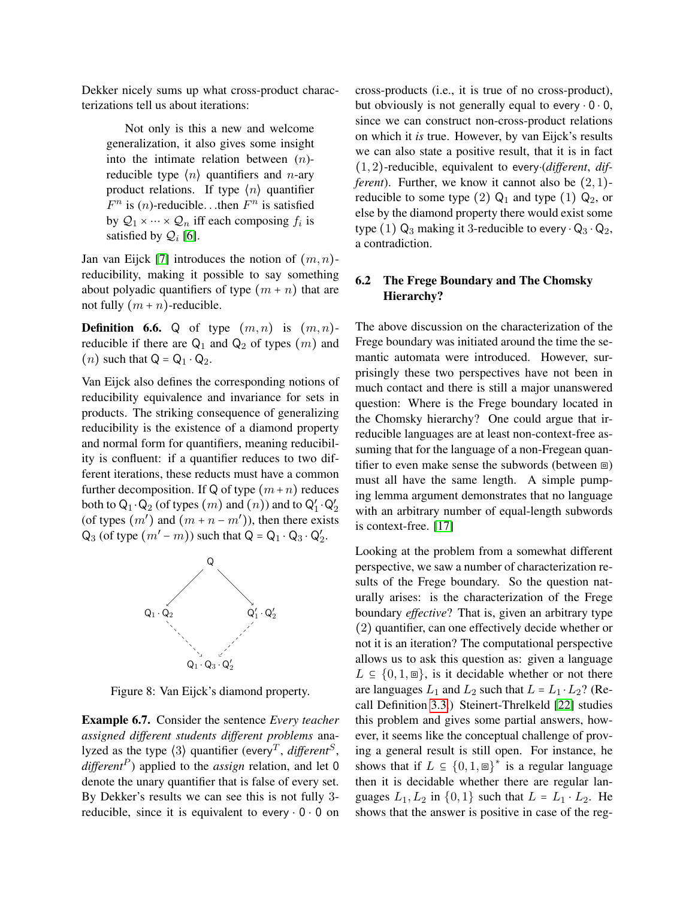Dekker nicely sums up what cross-product characterizations tell us about iterations:

> Not only is this a new and welcome generalization, it also gives some insight into the intimate relation between $(n)$-reducible type $\langle n \rangle$ quantifiers and $n$-ary product relations. If type $\langle n \rangle$ quantifier $F^n$ is $(n)$-reducible...then $F^n$ is satisfied by $\mathcal{Q}_1 \times \cdots \times \mathcal{Q}_n$ iff each composing $f_i$ is satisfied by $\mathcal{Q}_i$ [6].

Jan van Eijck [7] introduces the notion of $(m, n)$-reducibility, making it possible to say something about polyadic quantifiers of type $(m + n)$ that are not fully $(m + n)$-reducible.

**Definition 6.6.** $\mathsf{Q}$ of type $(m, n)$ is $(m, n)$-reducible if there are $\mathsf{Q}_1$ and $\mathsf{Q}_2$ of types $(m)$ and $(n)$ such that $\mathsf{Q} = \mathsf{Q}_1 \cdot \mathsf{Q}_2$.

Van Eijck also defines the corresponding notions of reducibility equivalence and invariance for sets in products. The striking consequence of generalizing reducibility is the existence of a diamond property and normal form for quantifiers, meaning reducibility is confluent: if a quantifier reduces to two different iterations, these reducts must have a common further decomposition. If $\mathsf{Q}$ of type $(m+n)$ reduces both to $\mathsf{Q}_1 \cdot \mathsf{Q}_2$ (of types $(m)$ and $(n)$) and to $\mathsf{Q}_1' \cdot \mathsf{Q}_2'$ (of types $(m')$ and $(m + n - m')$), then there exists $\mathsf{Q}_3$ (of type $(m' - m)$) such that $\mathsf{Q} = \mathsf{Q}_1 \cdot \mathsf{Q}_3 \cdot \mathsf{Q}_2'$.

$$
\begin{array}{ccc}
 & \mathsf{Q} & \\
\swarrow & & \searrow \\
\mathsf{Q}_1 \cdot \mathsf{Q}_2 & & \mathsf{Q}_1' \cdot \mathsf{Q}_2' \\
\searrow & & \swarrow \\
 & \mathsf{Q}_1 \cdot \mathsf{Q}_3 \cdot \mathsf{Q}_2' &
\end{array}
$$

Figure 8: Van Eijck's diamond property.

**Example 6.7.** Consider the sentence *Every teacher assigned different students different problems* analyzed as the type $\langle 3 \rangle$ quantifier ($\mathsf{every}^T$, $\textit{different}^S$, $\textit{different}^P$) applied to the *assign* relation, and let $\mathsf{0}$ denote the unary quantifier that is false of every set. By Dekker's results we can see this is not fully 3-reducible, since it is equivalent to $\mathsf{every} \cdot \mathsf{0} \cdot \mathsf{0}$ on cross-products (i.e., it is true of no cross-product), but obviously is not generally equal to $\mathsf{every} \cdot \mathsf{0} \cdot \mathsf{0}$, since we can construct non-cross-product relations on which it *is* true. However, by van Eijck's results we can also state a positive result, that it is in fact $(1, 2)$-reducible, equivalent to $\mathsf{every}\cdot$(*different*, *different*). Further, we know it cannot also be $(2, 1)$-reducible to some type $(2)$ $\mathsf{Q}_1$ and type $(1)$ $\mathsf{Q}_2$, or else by the diamond property there would exist some type $(1)$ $\mathsf{Q}_3$ making it 3-reducible to $\mathsf{every} \cdot \mathsf{Q}_3 \cdot \mathsf{Q}_2$, a contradiction.

### 6.2 The Frege Boundary and The Chomsky Hierarchy?

The above discussion on the characterization of the Frege boundary was initiated around the time the semantic automata were introduced. However, surprisingly these two perspectives have not been in much contact and there is still a major unanswered question: Where is the Frege boundary located in the Chomsky hierarchy? One could argue that irreducible languages are at least non-context-free assuming that for the language of a non-Fregean quantifier to even make sense the subwords (between ⧇) must all have the same length. A simple pumping lemma argument demonstrates that no language with an arbitrary number of equal-length subwords is context-free. [17]

Looking at the problem from a somewhat different perspective, we saw a number of characterization results of the Frege boundary. So the question naturally arises: is the characterization of the Frege boundary *effective*? That is, given an arbitrary type $(2)$ quantifier, can one effectively decide whether or not it is an iteration? The computational perspective allows us to ask this question as: given a language $L \subseteq \{0, 1, ⧇\}$, is it decidable whether or not there are languages $L_1$ and $L_2$ such that $L = L_1 \cdot L_2$? (Recall Definition 3.3.) Steinert-Threlkeld [22] studies this problem and gives some partial answers, however, it seems like the conceptual challenge of proving a general result is still open. For instance, he shows that if $L \subseteq \{0, 1, ⧇\}^*$ is a regular language then it is decidable whether there are regular languages $L_1, L_2$ in $\{0, 1\}$ such that $L = L_1 \cdot L_2$. He shows that the answer is positive in case of the reg-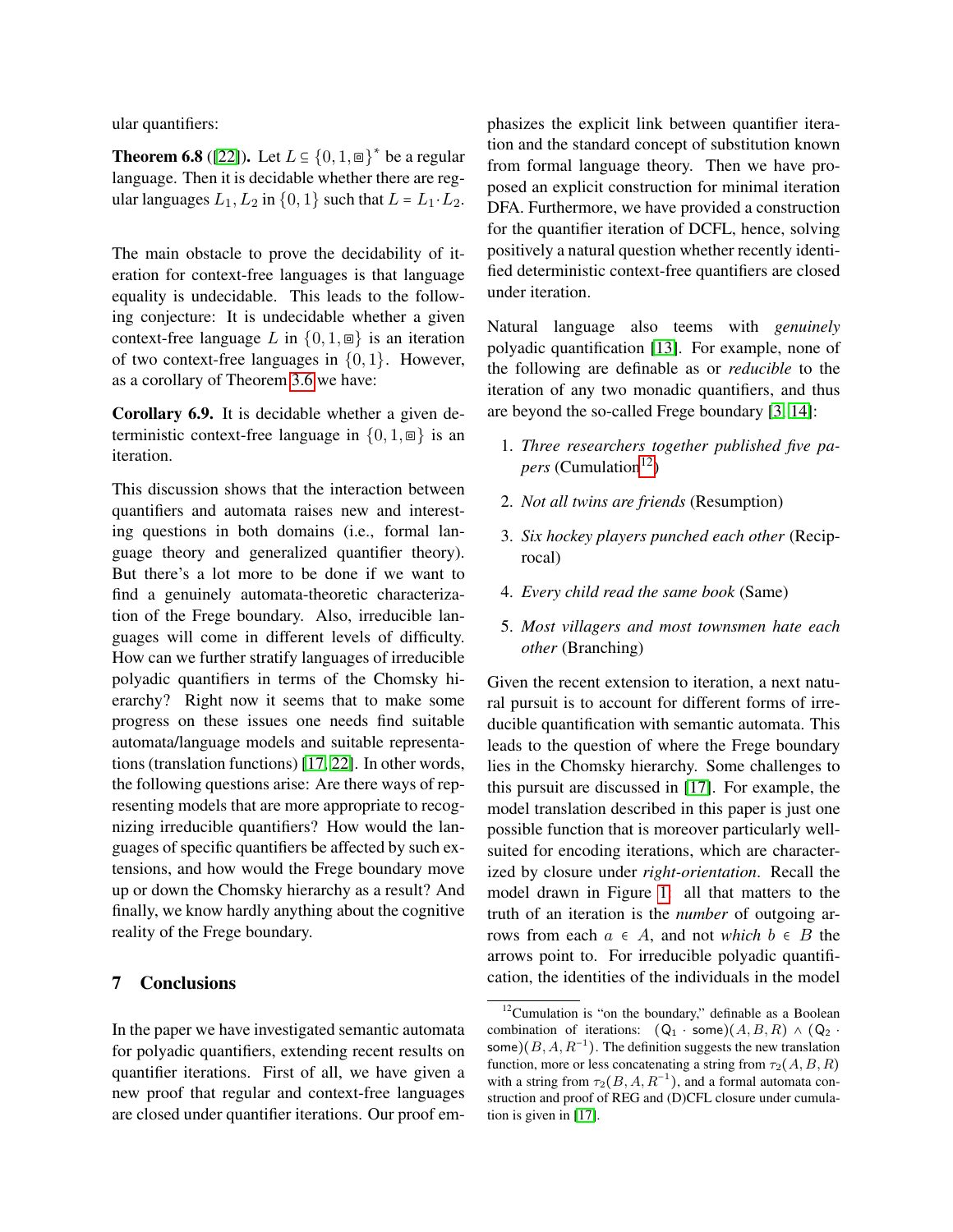ular quantifiers:

**Theorem 6.8** ([22])**.** Let $L \subseteq \{0, 1, ⧇\}^*$ be a regular language. Then it is decidable whether there are regular languages $L_1, L_2$ in $\{0, 1\}$ such that $L = L_1 \cdot L_2$.

The main obstacle to prove the decidability of iteration for context-free languages is that language equality is undecidable. This leads to the following conjecture: It is undecidable whether a given context-free language $L$ in $\{0, 1, ⧇\}$ is an iteration of two context-free languages in $\{0, 1\}$. However, as a corollary of Theorem 3.6 we have:

**Corollary 6.9.** It is decidable whether a given deterministic context-free language in $\{0, 1, ⧇\}$ is an iteration.

This discussion shows that the interaction between quantifiers and automata raises new and interesting questions in both domains (i.e., formal language theory and generalized quantifier theory). But there's a lot more to be done if we want to find a genuinely automata-theoretic characterization of the Frege boundary. Also, irreducible languages will come in different levels of difficulty. How can we further stratify languages of irreducible polyadic quantifiers in terms of the Chomsky hierarchy? Right now it seems that to make some progress on these issues one needs find suitable automata/language models and suitable representations (translation functions) [17, 22]. In other words, the following questions arise: Are there ways of representing models that are more appropriate to recognizing irreducible quantifiers? How would the languages of specific quantifiers be affected by such extensions, and how would the Frege boundary move up or down the Chomsky hierarchy as a result? And finally, we know hardly anything about the cognitive reality of the Frege boundary.

## 7 Conclusions

In the paper we have investigated semantic automata for polyadic quantifiers, extending recent results on quantifier iterations. First of all, we have given a new proof that regular and context-free languages are closed under quantifier iterations. Our proof emphasizes the explicit link between quantifier iteration and the standard concept of substitution known from formal language theory. Then we have proposed an explicit construction for minimal iteration DFA. Furthermore, we have provided a construction for the quantifier iteration of DCFL, hence, solving positively a natural question whether recently identified deterministic context-free quantifiers are closed under iteration.

Natural language also teems with *genuinely* polyadic quantification [13]. For example, none of the following are definable as or *reducible* to the iteration of any two monadic quantifiers, and thus are beyond the so-called Frege boundary [3, 14]:

1. *Three researchers together published five papers* (Cumulation[12])
2. *Not all twins are friends* (Resumption)
3. *Six hockey players punched each other* (Reciprocal)
4. *Every child read the same book* (Same)
5. *Most villagers and most townsmen hate each other* (Branching)

Given the recent extension to iteration, a next natural pursuit is to account for different forms of irreducible quantification with semantic automata. This leads to the question of where the Frege boundary lies in the Chomsky hierarchy. Some challenges to this pursuit are discussed in [17]. For example, the model translation described in this paper is just one possible function that is moreover particularly well-suited for encoding iterations, which are characterized by closure under *right-orientation*. Recall the model drawn in Figure 1: all that matters to the truth of an iteration is the *number* of outgoing arrows from each $a \in A$, and not *which* $b \in B$ the arrows point to. For irreducible polyadic quantification, the identities of the individuals in the model

[12] Cumulation is "on the boundary," definable as a Boolean combination of iterations: $(\mathsf{Q}_1 \cdot \mathsf{some})(A, B, R) \wedge (\mathsf{Q}_2 \cdot \mathsf{some})(B, A, R^{-1})$. The definition suggests the new translation function, more or less concatenating a string from $\tau_2(A, B, R)$ with a string from $\tau_2(B, A, R^{-1})$, and a formal automata construction and proof of REG and (D)CFL closure under cumulation is given in [17].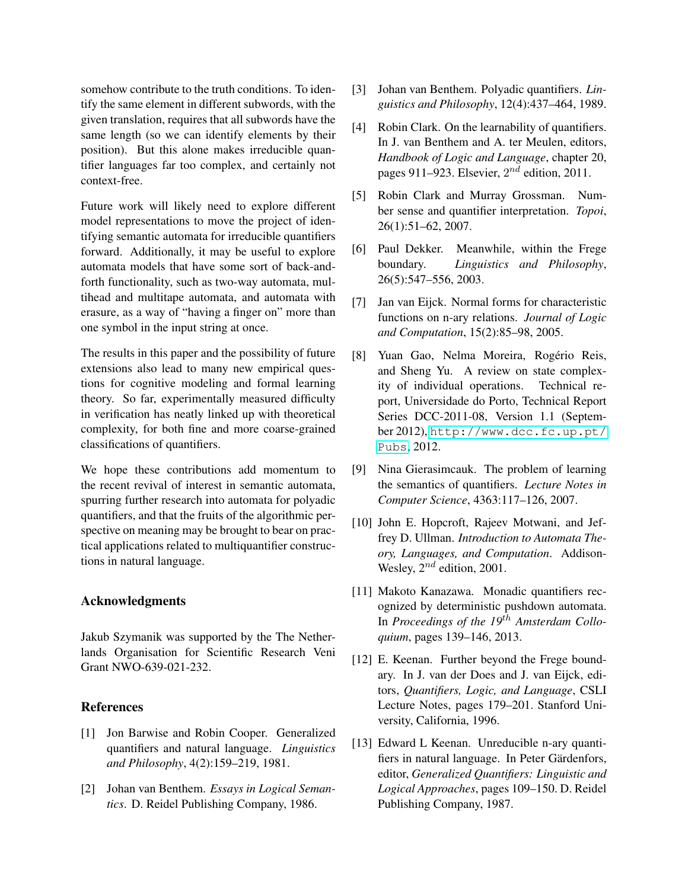somehow contribute to the truth conditions. To identify the same element in different subwords, with the given translation, requires that all subwords have the same length (so we can identify elements by their position). But this alone makes irreducible quantifier languages far too complex, and certainly not context-free.

Future work will likely need to explore different model representations to move the project of identifying semantic automata for irreducible quantifiers forward. Additionally, it may be useful to explore automata models that have some sort of back-and-forth functionality, such as two-way automata, multihead and multitape automata, and automata with erasure, as a way of "having a finger on" more than one symbol in the input string at once.

The results in this paper and the possibility of future extensions also lead to many new empirical questions for cognitive modeling and formal learning theory. So far, experimentally measured difficulty in verification has neatly linked up with theoretical complexity, for both fine and more coarse-grained classifications of quantifiers.

We hope these contributions add momentum to the recent revival of interest in semantic automata, spurring further research into automata for polyadic quantifiers, and that the fruits of the algorithmic perspective on meaning may be brought to bear on practical applications related to multiquantifier constructions in natural language.

## Acknowledgments

Jakub Szymanik was supported by the The Netherlands Organisation for Scientific Research Veni Grant NWO-639-021-232.

## References

[1] Jon Barwise and Robin Cooper. Generalized quantifiers and natural language. *Linguistics and Philosophy*, 4(2):159–219, 1981.

[2] Johan van Benthem. *Essays in Logical Semantics*. D. Reidel Publishing Company, 1986.

[3] Johan van Benthem. Polyadic quantifiers. *Linguistics and Philosophy*, 12(4):437–464, 1989.

[4] Robin Clark. On the learnability of quantifiers. In J. van Benthem and A. ter Meulen, editors, *Handbook of Logic and Language*, chapter 20, pages 911–923. Elsevier, $2^{nd}$ edition, 2011.

[5] Robin Clark and Murray Grossman. Number sense and quantifier interpretation. *Topoi*, 26(1):51–62, 2007.

[6] Paul Dekker. Meanwhile, within the Frege boundary. *Linguistics and Philosophy*, 26(5):547–556, 2003.

[7] Jan van Eijck. Normal forms for characteristic functions on n-ary relations. *Journal of Logic and Computation*, 15(2):85–98, 2005.

[8] Yuan Gao, Nelma Moreira, Rogério Reis, and Sheng Yu. A review on state complexity of individual operations. Technical report, Universidade do Porto, Technical Report Series DCC-2011-08, Version 1.1 (September 2012), http://www.dcc.fc.up.pt/Pubs, 2012.

[9] Nina Gierasimcauk. The problem of learning the semantics of quantifiers. *Lecture Notes in Computer Science*, 4363:117–126, 2007.

[10] John E. Hopcroft, Rajeev Motwani, and Jeffrey D. Ullman. *Introduction to Automata Theory, Languages, and Computation*. Addison-Wesley, $2^{nd}$ edition, 2001.

[11] Makoto Kanazawa. Monadic quantifiers recognized by deterministic pushdown automata. In *Proceedings of the $19^{th}$ Amsterdam Colloquium*, pages 139–146, 2013.

[12] E. Keenan. Further beyond the Frege boundary. In J. van der Does and J. van Eijck, editors, *Quantifiers, Logic, and Language*, CSLI Lecture Notes, pages 179–201. Stanford University, California, 1996.

[13] Edward L Keenan. Unreducible n-ary quantifiers in natural language. In Peter Gärdenfors, editor, *Generalized Quantifiers: Linguistic and Logical Approaches*, pages 109–150. D. Reidel Publishing Company, 1987.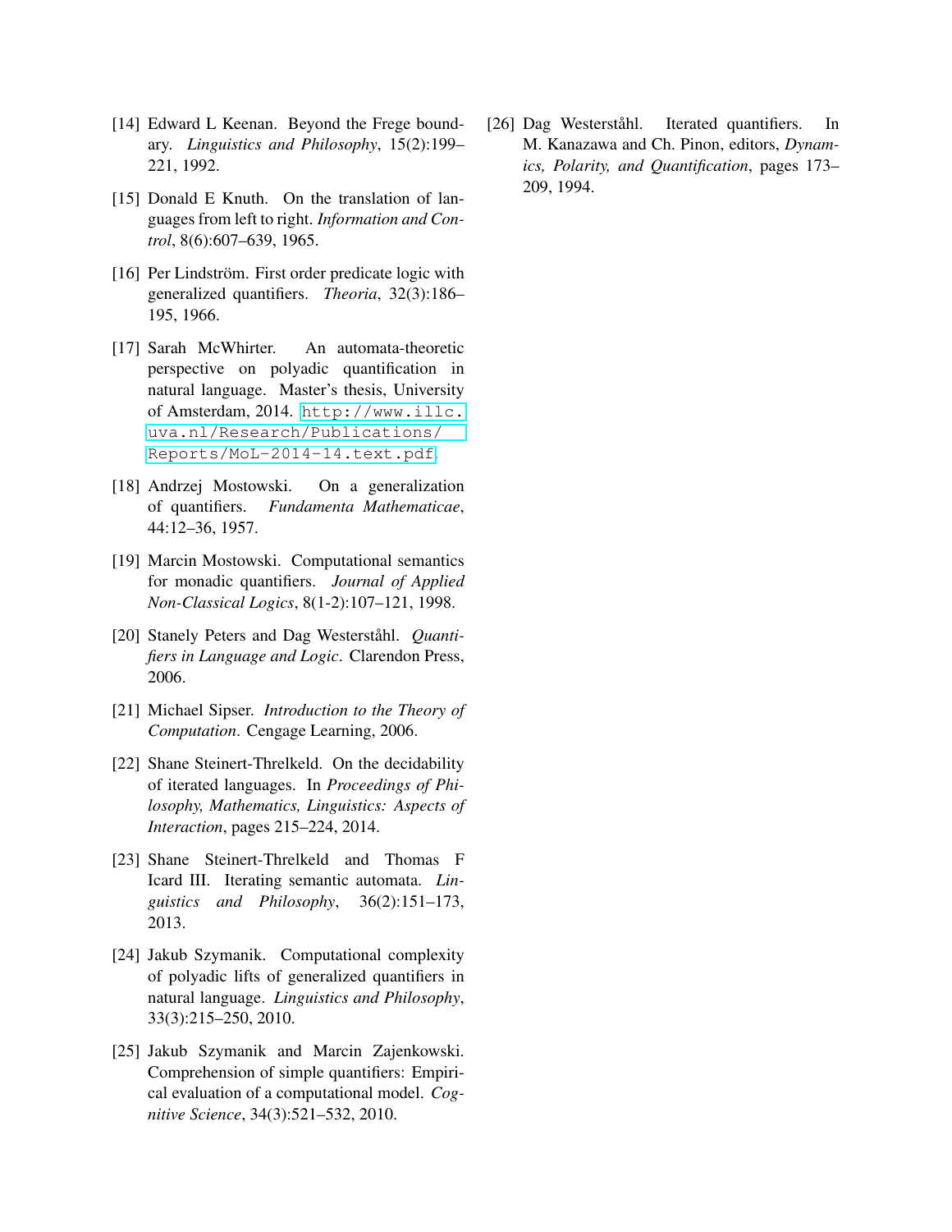[14] Edward L Keenan. Beyond the Frege boundary. *Linguistics and Philosophy*, 15(2):199–221, 1992.

[15] Donald E Knuth. On the translation of languages from left to right. *Information and Control*, 8(6):607–639, 1965.

[16] Per Lindström. First order predicate logic with generalized quantifiers. *Theoria*, 32(3):186–195, 1966.

[17] Sarah McWhirter. An automata-theoretic perspective on polyadic quantification in natural language. Master's thesis, University of Amsterdam, 2014. http://www.illc.uva.nl/Research/Publications/Reports/MoL-2014-14.text.pdf.

[18] Andrzej Mostowski. On a generalization of quantifiers. *Fundamenta Mathematicae*, 44:12–36, 1957.

[19] Marcin Mostowski. Computational semantics for monadic quantifiers. *Journal of Applied Non-Classical Logics*, 8(1-2):107–121, 1998.

[20] Stanely Peters and Dag Westerståhl. *Quantifiers in Language and Logic*. Clarendon Press, 2006.

[21] Michael Sipser. *Introduction to the Theory of Computation*. Cengage Learning, 2006.

[22] Shane Steinert-Threlkeld. On the decidability of iterated languages. In *Proceedings of Philosophy, Mathematics, Linguistics: Aspects of Interaction*, pages 215–224, 2014.

[23] Shane Steinert-Threlkeld and Thomas F Icard III. Iterating semantic automata. *Linguistics and Philosophy*, 36(2):151–173, 2013.

[24] Jakub Szymanik. Computational complexity of polyadic lifts of generalized quantifiers in natural language. *Linguistics and Philosophy*, 33(3):215–250, 2010.

[25] Jakub Szymanik and Marcin Zajenkowski. Comprehension of simple quantifiers: Empirical evaluation of a computational model. *Cognitive Science*, 34(3):521–532, 2010.

[26] Dag Westerståhl. Iterated quantifiers. In M. Kanazawa and Ch. Pinon, editors, *Dynamics, Polarity, and Quantification*, pages 173–209, 1994.